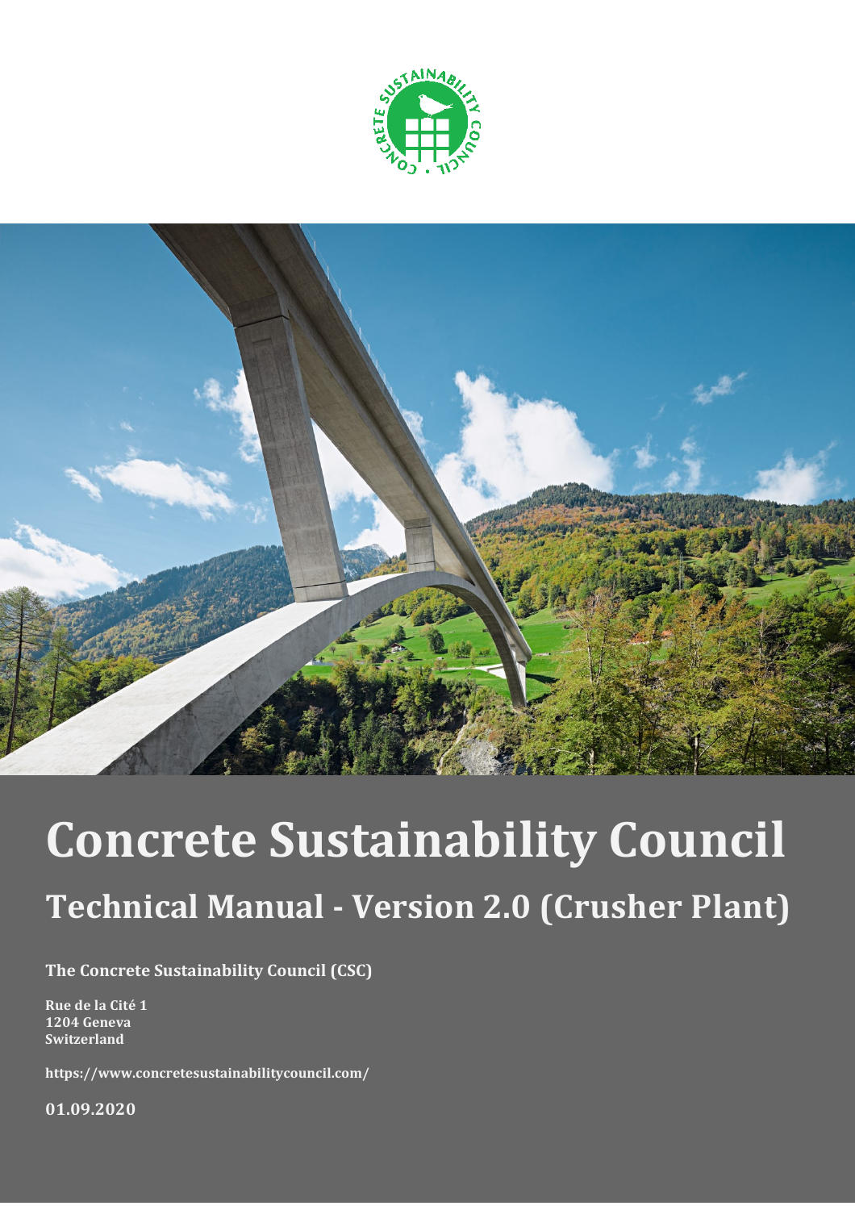# Concrete Sustainability Council

## Technical Manual - Version 2.0 (Crusher Plant)

**The Concrete Sustainability Council (CSC)**

**Rue de la Cité 1**
**1204 Geneva**
**Switzerland**

**https://www.concretesustainabilitycouncil.com/**

**01.09.2020**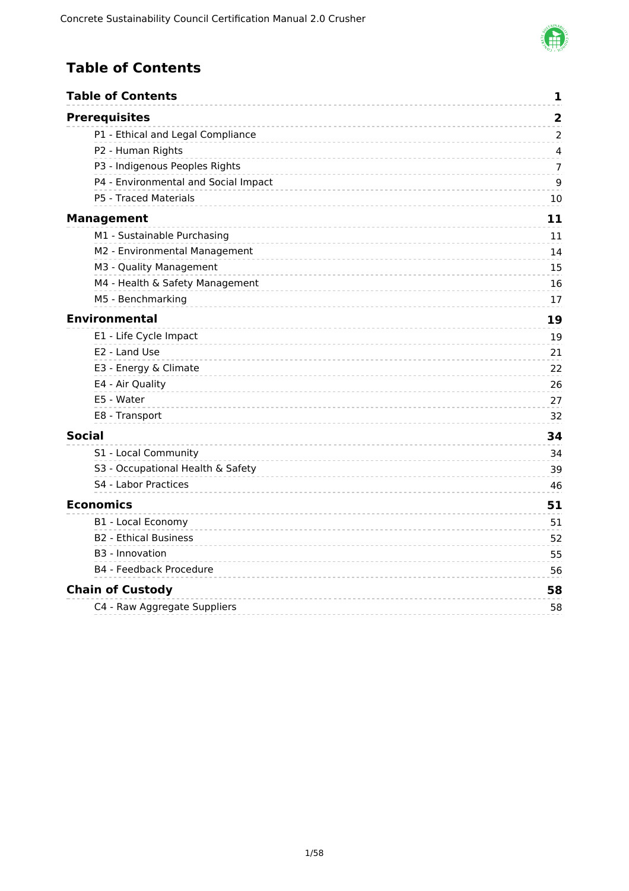# Table of Contents

| | |
|---|---|
| **Table of Contents** | **1** |
| **Prerequisites** | **2** |
| P1 - Ethical and Legal Compliance | 2 |
| P2 - Human Rights | 4 |
| P3 - Indigenous Peoples Rights | 7 |
| P4 - Environmental and Social Impact | 9 |
| P5 - Traced Materials | 10 |
| **Management** | **11** |
| M1 - Sustainable Purchasing | 11 |
| M2 - Environmental Management | 14 |
| M3 - Quality Management | 15 |
| M4 - Health & Safety Management | 16 |
| M5 - Benchmarking | 17 |
| **Environmental** | **19** |
| E1 - Life Cycle Impact | 19 |
| E2 - Land Use | 21 |
| E3 - Energy & Climate | 22 |
| E4 - Air Quality | 26 |
| E5 - Water | 27 |
| E8 - Transport | 32 |
| **Social** | **34** |
| S1 - Local Community | 34 |
| S3 - Occupational Health & Safety | 39 |
| S4 - Labor Practices | 46 |
| **Economics** | **51** |
| B1 - Local Economy | 51 |
| B2 - Ethical Business | 52 |
| B3 - Innovation | 55 |
| B4 - Feedback Procedure | 56 |
| **Chain of Custody** | **58** |
| C4 - Raw Aggregate Suppliers | 58 |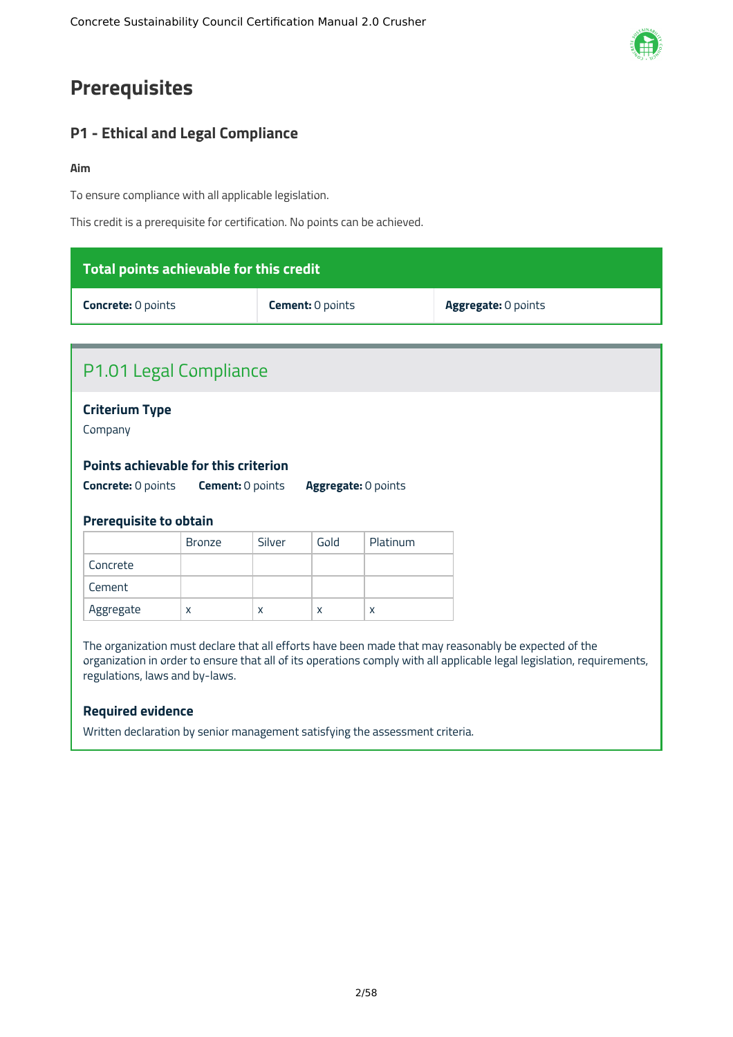# Prerequisites

## P1 - Ethical and Legal Compliance

**Aim**

To ensure compliance with all applicable legislation.

This credit is a prerequisite for certification. No points can be achieved.

| Total points achievable for this credit | | |
|---|---|---|
| **Concrete:** 0 points | **Cement:** 0 points | **Aggregate:** 0 points |

### P1.01 Legal Compliance

**Criterium Type**

Company

**Points achievable for this criterion**

**Concrete:** 0 points **Cement:** 0 points **Aggregate:** 0 points

**Prerequisite to obtain**

| | Bronze | Silver | Gold | Platinum |
|---|---|---|---|---|
| Concrete | | | | |
| Cement | | | | |
| Aggregate | x | x | x | x |

The organization must declare that all efforts have been made that may reasonably be expected of the organization in order to ensure that all of its operations comply with all applicable legal legislation, requirements, regulations, laws and by-laws.

**Required evidence**

Written declaration by senior management satisfying the assessment criteria.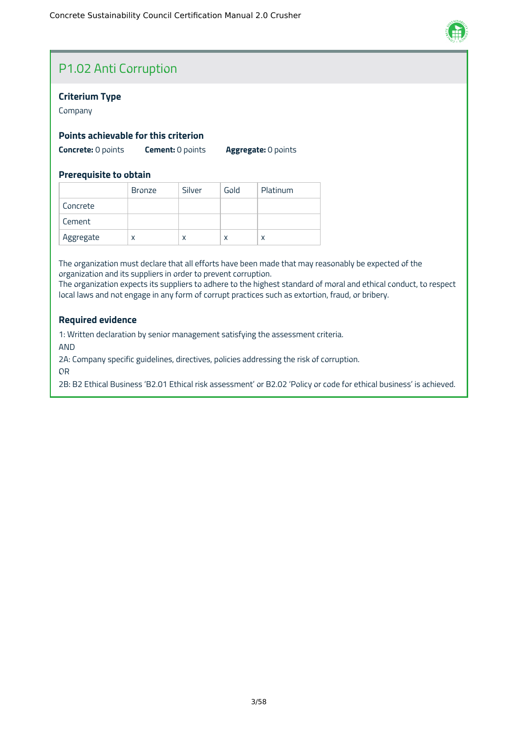## P1.02 Anti Corruption

### Criterium Type

Company

### Points achievable for this criterion

**Concrete:** 0 points **Cement:** 0 points **Aggregate:** 0 points

### Prerequisite to obtain

| | Bronze | Silver | Gold | Platinum |
|---|---|---|---|---|
| Concrete | | | | |
| Cement | | | | |
| Aggregate | x | x | x | x |

The organization must declare that all efforts have been made that may reasonably be expected of the organization and its suppliers in order to prevent corruption.
The organization expects its suppliers to adhere to the highest standard of moral and ethical conduct, to respect local laws and not engage in any form of corrupt practices such as extortion, fraud, or bribery.

### Required evidence

1: Written declaration by senior management satisfying the assessment criteria.

AND

2A: Company specific guidelines, directives, policies addressing the risk of corruption.

OR

2B: B2 Ethical Business 'B2.01 Ethical risk assessment' or B2.02 'Policy or code for ethical business' is achieved.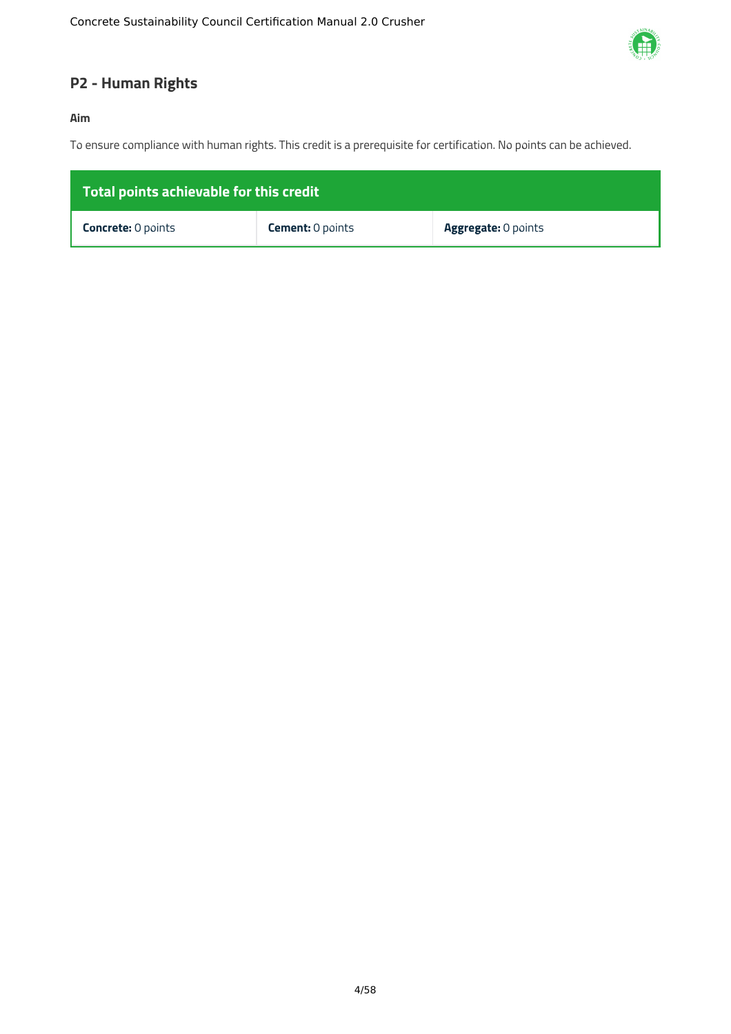## P2 - Human Rights

**Aim**

To ensure compliance with human rights. This credit is a prerequisite for certification. No points can be achieved.

| Total points achievable for this credit | | |
|---|---|---|
| **Concrete:** 0 points | **Cement:** 0 points | **Aggregate:** 0 points |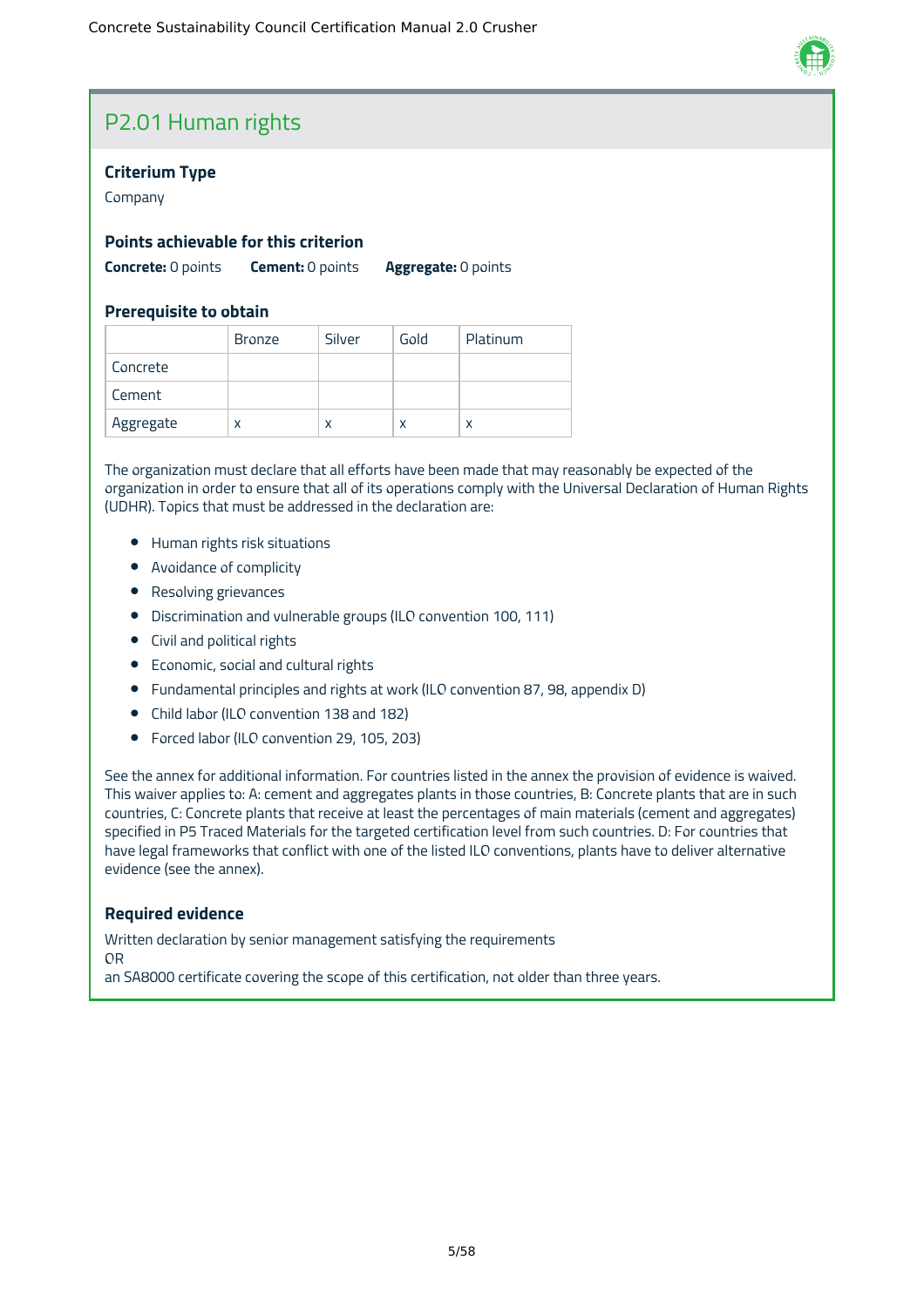## P2.01 Human rights

### Criterium Type

Company

### Points achievable for this criterion

**Concrete:** 0 points **Cement:** 0 points **Aggregate:** 0 points

### Prerequisite to obtain

| | Bronze | Silver | Gold | Platinum |
|---|---|---|---|---|
| Concrete | | | | |
| Cement | | | | |
| Aggregate | x | x | x | x |

The organization must declare that all efforts have been made that may reasonably be expected of the organization in order to ensure that all of its operations comply with the Universal Declaration of Human Rights (UDHR). Topics that must be addressed in the declaration are:

- Human rights risk situations
- Avoidance of complicity
- Resolving grievances
- Discrimination and vulnerable groups (ILO convention 100, 111)
- Civil and political rights
- Economic, social and cultural rights
- Fundamental principles and rights at work (ILO convention 87, 98, appendix D)
- Child labor (ILO convention 138 and 182)
- Forced labor (ILO convention 29, 105, 203)

See the annex for additional information. For countries listed in the annex the provision of evidence is waived. This waiver applies to: A: cement and aggregates plants in those countries, B: Concrete plants that are in such countries, C: Concrete plants that receive at least the percentages of main materials (cement and aggregates) specified in P5 Traced Materials for the targeted certification level from such countries. D: For countries that have legal frameworks that conflict with one of the listed ILO conventions, plants have to deliver alternative evidence (see the annex).

### Required evidence

Written declaration by senior management satisfying the requirements
OR
an SA8000 certificate covering the scope of this certification, not older than three years.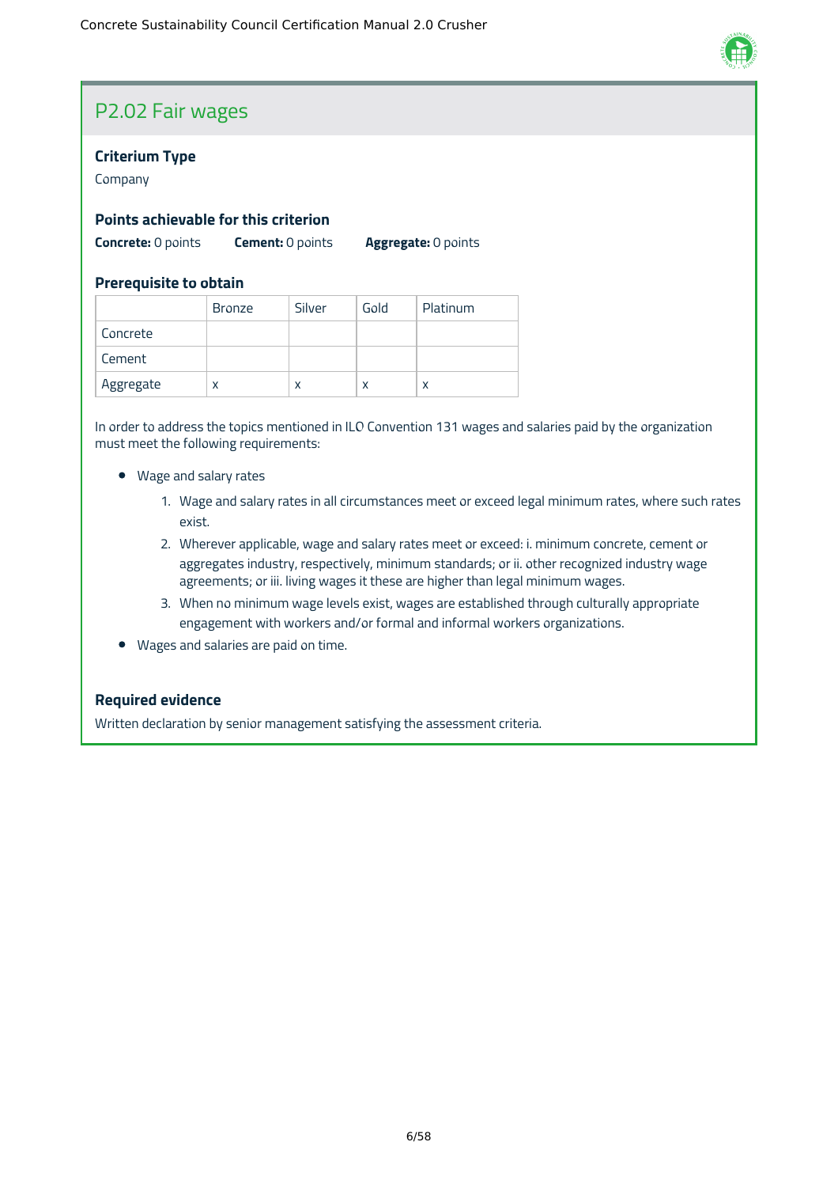## P2.02 Fair wages

### Criterium Type

Company

### Points achievable for this criterion

**Concrete:** 0 points **Cement:** 0 points **Aggregate:** 0 points

### Prerequisite to obtain

| | Bronze | Silver | Gold | Platinum |
|---|---|---|---|---|
| Concrete | | | | |
| Cement | | | | |
| Aggregate | x | x | x | x |

In order to address the topics mentioned in ILO Convention 131 wages and salaries paid by the organization must meet the following requirements:

- Wage and salary rates
  1. Wage and salary rates in all circumstances meet or exceed legal minimum rates, where such rates exist.
  2. Wherever applicable, wage and salary rates meet or exceed: i. minimum concrete, cement or aggregates industry, respectively, minimum standards; or ii. other recognized industry wage agreements; or iii. living wages it these are higher than legal minimum wages.
  3. When no minimum wage levels exist, wages are established through culturally appropriate engagement with workers and/or formal and informal workers organizations.
- Wages and salaries are paid on time.

### Required evidence

Written declaration by senior management satisfying the assessment criteria.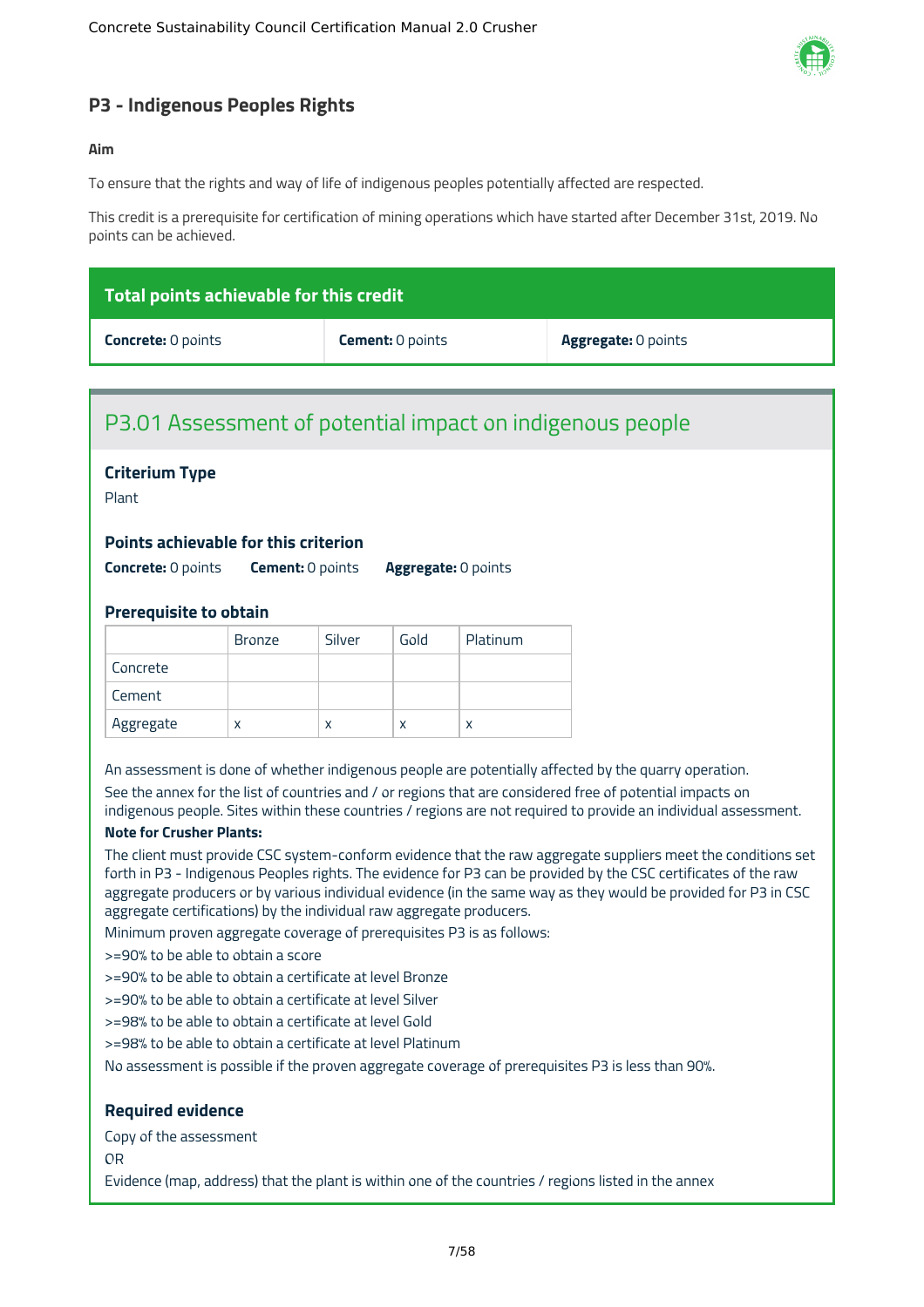## P3 - Indigenous Peoples Rights

**Aim**

To ensure that the rights and way of life of indigenous peoples potentially affected are respected.

This credit is a prerequisite for certification of mining operations which have started after December 31st, 2019. No points can be achieved.

| Total points achievable for this credit | | |
|---|---|---|
| **Concrete:** 0 points | **Cement:** 0 points | **Aggregate:** 0 points |

### P3.01 Assessment of potential impact on indigenous people

**Criterium Type**

Plant

**Points achievable for this criterion**

**Concrete:** 0 points **Cement:** 0 points **Aggregate:** 0 points

**Prerequisite to obtain**

| | Bronze | Silver | Gold | Platinum |
|---|---|---|---|---|
| Concrete | | | | |
| Cement | | | | |
| Aggregate | x | x | x | x |

An assessment is done of whether indigenous people are potentially affected by the quarry operation.

See the annex for the list of countries and / or regions that are considered free of potential impacts on indigenous people. Sites within these countries / regions are not required to provide an individual assessment.

**Note for Crusher Plants:**

The client must provide CSC system-conform evidence that the raw aggregate suppliers meet the conditions set forth in P3 - Indigenous Peoples rights. The evidence for P3 can be provided by the CSC certificates of the raw aggregate producers or by various individual evidence (in the same way as they would be provided for P3 in CSC aggregate certifications) by the individual raw aggregate producers.

Minimum proven aggregate coverage of prerequisites P3 is as follows:

>=90% to be able to obtain a score

>=90% to be able to obtain a certificate at level Bronze

>=90% to be able to obtain a certificate at level Silver

>=98% to be able to obtain a certificate at level Gold

>=98% to be able to obtain a certificate at level Platinum

No assessment is possible if the proven aggregate coverage of prerequisites P3 is less than 90%.

**Required evidence**

Copy of the assessment

OR

Evidence (map, address) that the plant is within one of the countries / regions listed in the annex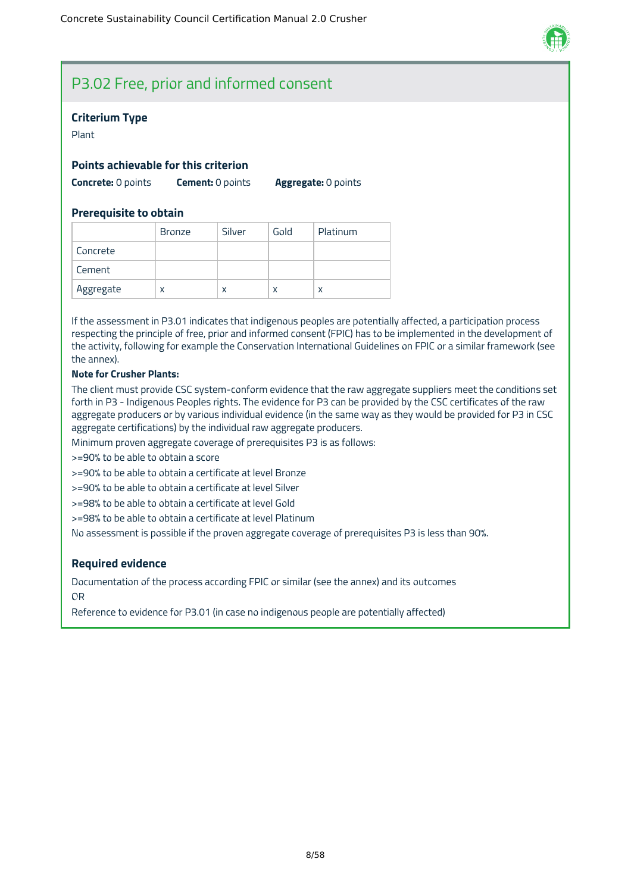## P3.02 Free, prior and informed consent

### Criterium Type

Plant

### Points achievable for this criterion

**Concrete:** 0 points **Cement:** 0 points **Aggregate:** 0 points

### Prerequisite to obtain

| | Bronze | Silver | Gold | Platinum |
|---|---|---|---|---|
| Concrete | | | | |
| Cement | | | | |
| Aggregate | x | x | x | x |

If the assessment in P3.01 indicates that indigenous peoples are potentially affected, a participation process respecting the principle of free, prior and informed consent (FPIC) has to be implemented in the development of the activity, following for example the Conservation International Guidelines on FPIC or a similar framework (see the annex).

**Note for Crusher Plants:**

The client must provide CSC system-conform evidence that the raw aggregate suppliers meet the conditions set forth in P3 - Indigenous Peoples rights. The evidence for P3 can be provided by the CSC certificates of the raw aggregate producers or by various individual evidence (in the same way as they would be provided for P3 in CSC aggregate certifications) by the individual raw aggregate producers.

Minimum proven aggregate coverage of prerequisites P3 is as follows:

>=90% to be able to obtain a score

>=90% to be able to obtain a certificate at level Bronze

>=90% to be able to obtain a certificate at level Silver

>=98% to be able to obtain a certificate at level Gold

>=98% to be able to obtain a certificate at level Platinum

No assessment is possible if the proven aggregate coverage of prerequisites P3 is less than 90%.

### Required evidence

Documentation of the process according FPIC or similar (see the annex) and its outcomes

OR

Reference to evidence for P3.01 (in case no indigenous people are potentially affected)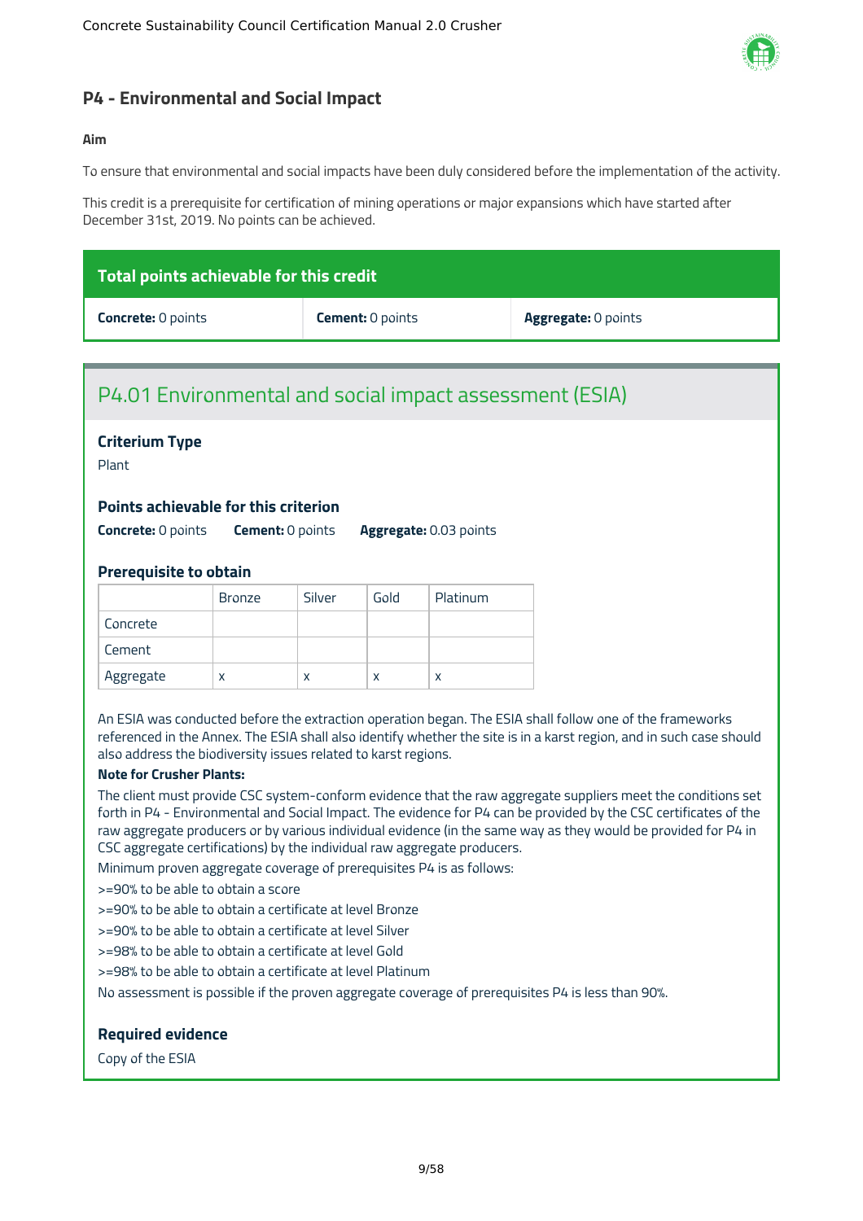## P4 - Environmental and Social Impact

**Aim**

To ensure that environmental and social impacts have been duly considered before the implementation of the activity.

This credit is a prerequisite for certification of mining operations or major expansions which have started after December 31st, 2019. No points can be achieved.

| Total points achievable for this credit | | |
|---|---|---|
| **Concrete:** 0 points | **Cement:** 0 points | **Aggregate:** 0 points |

### P4.01 Environmental and social impact assessment (ESIA)

**Criterium Type**

Plant

**Points achievable for this criterion**

**Concrete:** 0 points **Cement:** 0 points **Aggregate:** 0.03 points

**Prerequisite to obtain**

| | Bronze | Silver | Gold | Platinum |
|---|---|---|---|---|
| Concrete | | | | |
| Cement | | | | |
| Aggregate | x | x | x | x |

An ESIA was conducted before the extraction operation began. The ESIA shall follow one of the frameworks referenced in the Annex. The ESIA shall also identify whether the site is in a karst region, and in such case should also address the biodiversity issues related to karst regions.

**Note for Crusher Plants:**

The client must provide CSC system-conform evidence that the raw aggregate suppliers meet the conditions set forth in P4 - Environmental and Social Impact. The evidence for P4 can be provided by the CSC certificates of the raw aggregate producers or by various individual evidence (in the same way as they would be provided for P4 in CSC aggregate certifications) by the individual raw aggregate producers.

Minimum proven aggregate coverage of prerequisites P4 is as follows:

>=90% to be able to obtain a score

>=90% to be able to obtain a certificate at level Bronze

>=90% to be able to obtain a certificate at level Silver

>=98% to be able to obtain a certificate at level Gold

>=98% to be able to obtain a certificate at level Platinum

No assessment is possible if the proven aggregate coverage of prerequisites P4 is less than 90%.

**Required evidence**

Copy of the ESIA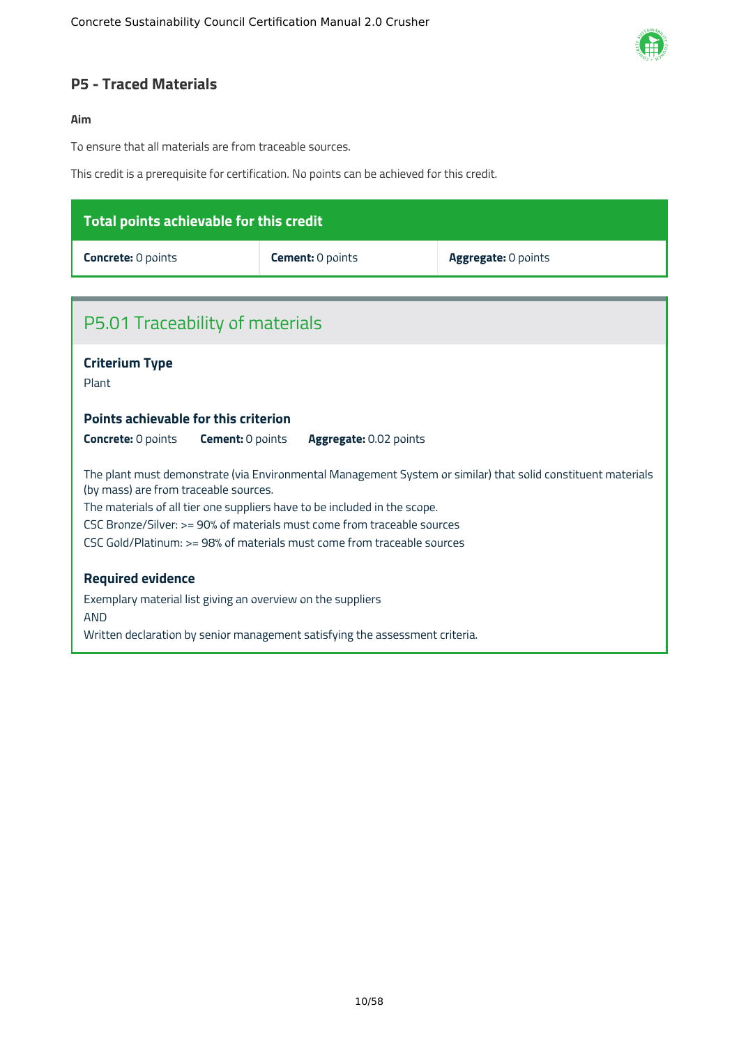## P5 - Traced Materials

**Aim**

To ensure that all materials are from traceable sources.

This credit is a prerequisite for certification. No points can be achieved for this credit.

| Total points achievable for this credit | | |
| --- | --- | --- |
| **Concrete:** 0 points | **Cement:** 0 points | **Aggregate:** 0 points |

### P5.01 Traceability of materials

**Criterium Type**

Plant

**Points achievable for this criterion**

**Concrete:** 0 points **Cement:** 0 points **Aggregate:** 0.02 points

The plant must demonstrate (via Environmental Management System or similar) that solid constituent materials (by mass) are from traceable sources.
The materials of all tier one suppliers have to be included in the scope.
CSC Bronze/Silver: >= 90% of materials must come from traceable sources
CSC Gold/Platinum: >= 98% of materials must come from traceable sources

**Required evidence**

Exemplary material list giving an overview on the suppliers
AND
Written declaration by senior management satisfying the assessment criteria.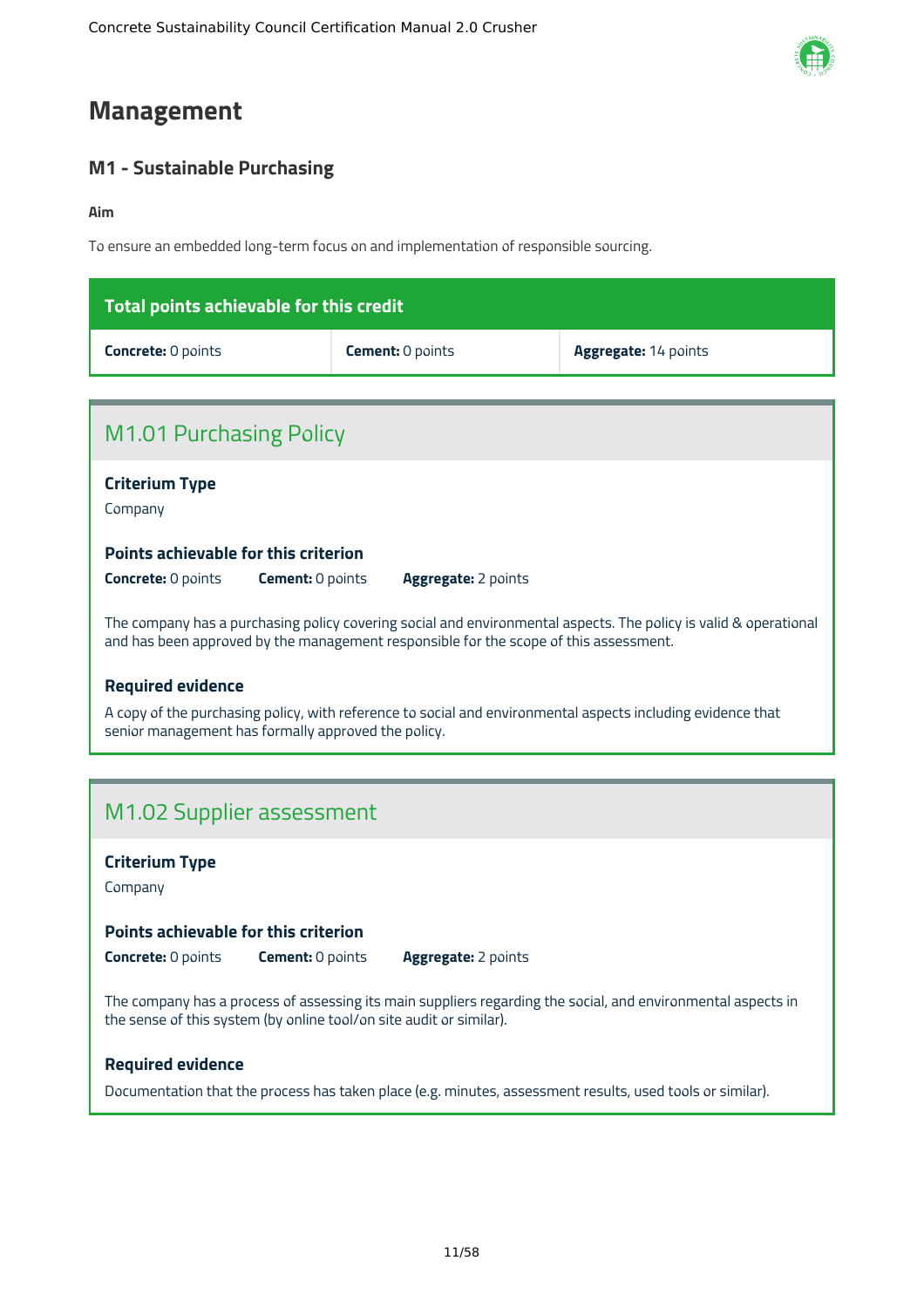# Management

## M1 - Sustainable Purchasing

**Aim**

To ensure an embedded long-term focus on and implementation of responsible sourcing.

| Total points achievable for this credit | | |
| --- | --- | --- |
| **Concrete:** 0 points | **Cement:** 0 points | **Aggregate:** 14 points |

### M1.01 Purchasing Policy

**Criterium Type**

Company

**Points achievable for this criterion**

**Concrete:** 0 points **Cement:** 0 points **Aggregate:** 2 points

The company has a purchasing policy covering social and environmental aspects. The policy is valid & operational and has been approved by the management responsible for the scope of this assessment.

**Required evidence**

A copy of the purchasing policy, with reference to social and environmental aspects including evidence that senior management has formally approved the policy.

### M1.02 Supplier assessment

**Criterium Type**

Company

**Points achievable for this criterion**

**Concrete:** 0 points **Cement:** 0 points **Aggregate:** 2 points

The company has a process of assessing its main suppliers regarding the social, and environmental aspects in the sense of this system (by online tool/on site audit or similar).

**Required evidence**

Documentation that the process has taken place (e.g. minutes, assessment results, used tools or similar).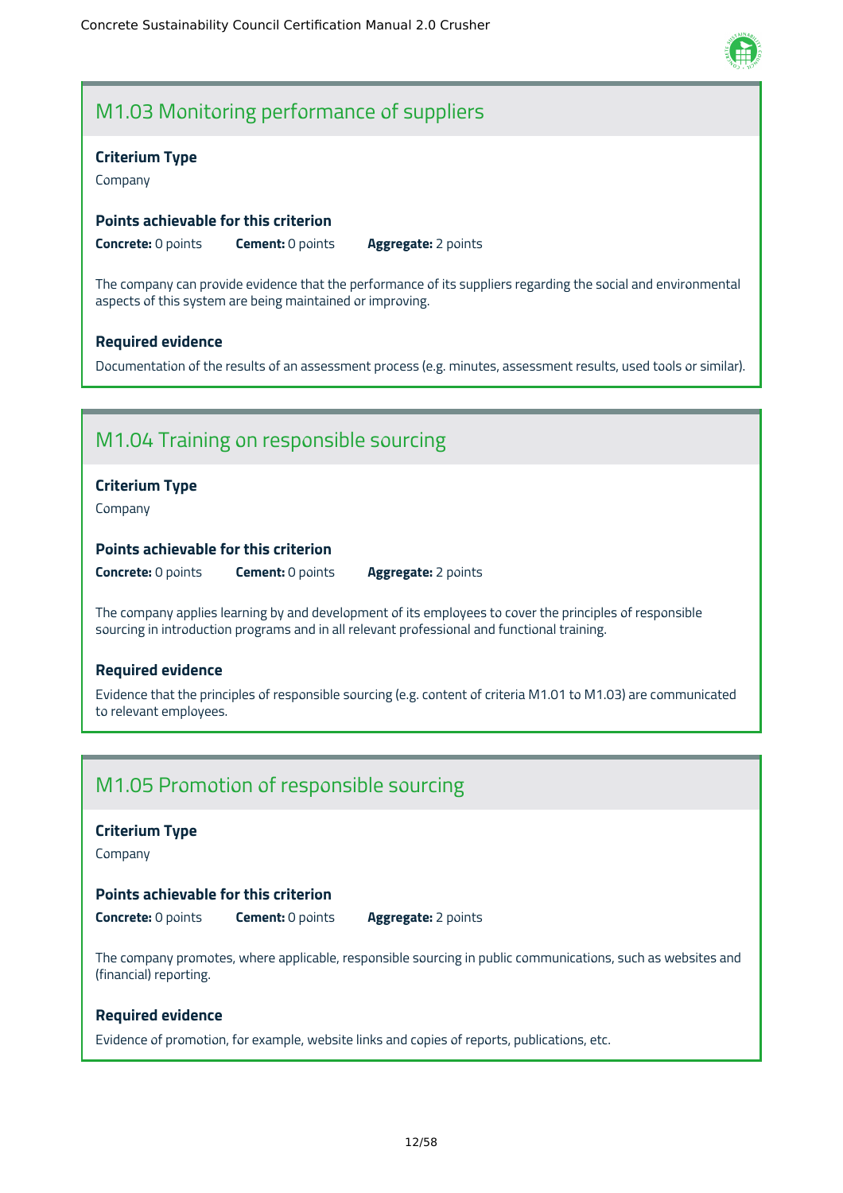## M1.03 Monitoring performance of suppliers

### Criterium Type

Company

### Points achievable for this criterion

**Concrete:** 0 points **Cement:** 0 points **Aggregate:** 2 points

The company can provide evidence that the performance of its suppliers regarding the social and environmental aspects of this system are being maintained or improving.

### Required evidence

Documentation of the results of an assessment process (e.g. minutes, assessment results, used tools or similar).

## M1.04 Training on responsible sourcing

### Criterium Type

Company

### Points achievable for this criterion

**Concrete:** 0 points **Cement:** 0 points **Aggregate:** 2 points

The company applies learning by and development of its employees to cover the principles of responsible sourcing in introduction programs and in all relevant professional and functional training.

### Required evidence

Evidence that the principles of responsible sourcing (e.g. content of criteria M1.01 to M1.03) are communicated to relevant employees.

## M1.05 Promotion of responsible sourcing

### Criterium Type

Company

### Points achievable for this criterion

**Concrete:** 0 points **Cement:** 0 points **Aggregate:** 2 points

The company promotes, where applicable, responsible sourcing in public communications, such as websites and (financial) reporting.

### Required evidence

Evidence of promotion, for example, website links and copies of reports, publications, etc.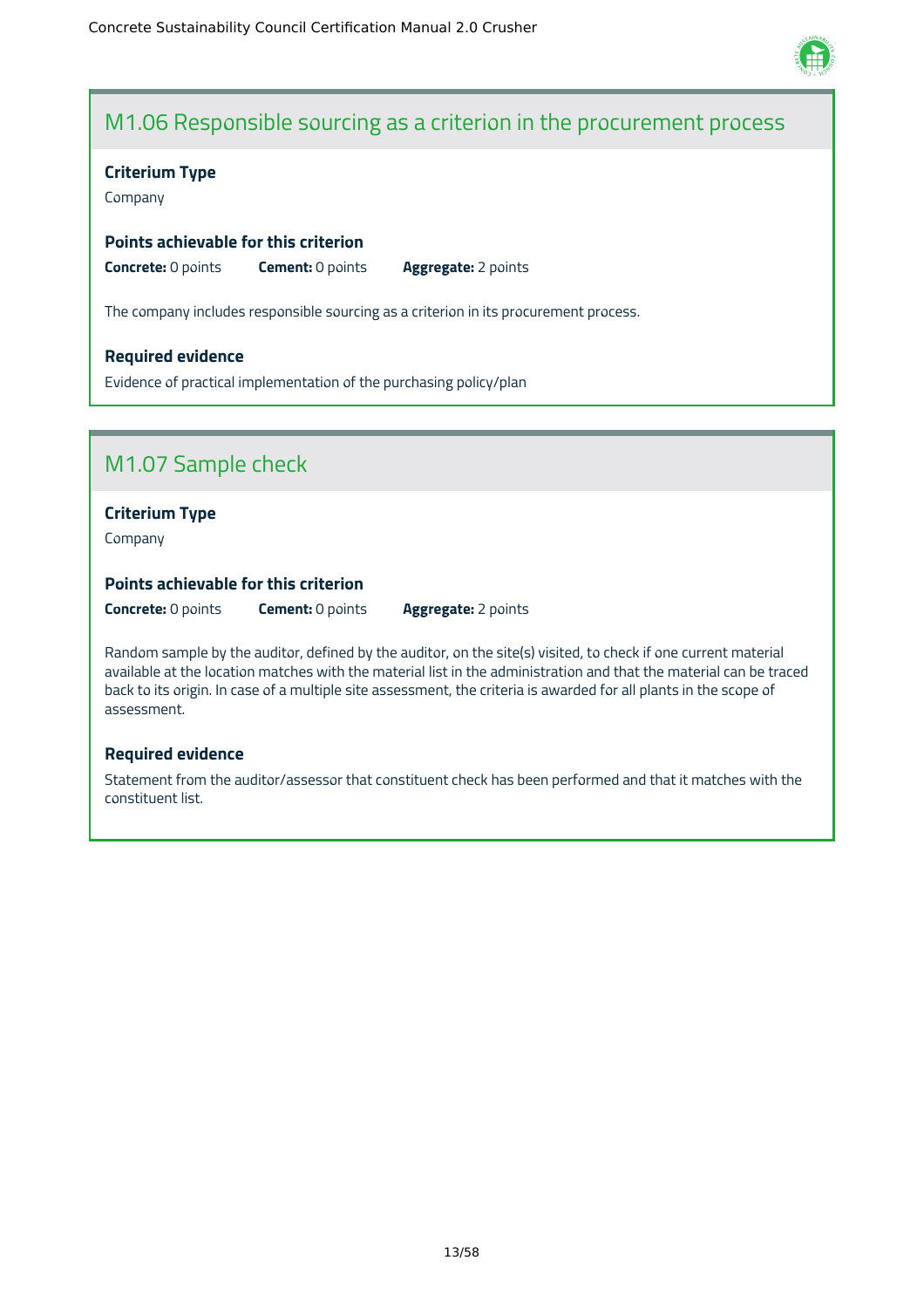## M1.06 Responsible sourcing as a criterion in the procurement process

### Criterium Type

Company

### Points achievable for this criterion

**Concrete:** 0 points **Cement:** 0 points **Aggregate:** 2 points

The company includes responsible sourcing as a criterion in its procurement process.

### Required evidence

Evidence of practical implementation of the purchasing policy/plan

## M1.07 Sample check

### Criterium Type

Company

### Points achievable for this criterion

**Concrete:** 0 points **Cement:** 0 points **Aggregate:** 2 points

Random sample by the auditor, defined by the auditor, on the site(s) visited, to check if one current material available at the location matches with the material list in the administration and that the material can be traced back to its origin. In case of a multiple site assessment, the criteria is awarded for all plants in the scope of assessment.

### Required evidence

Statement from the auditor/assessor that constituent check has been performed and that it matches with the constituent list.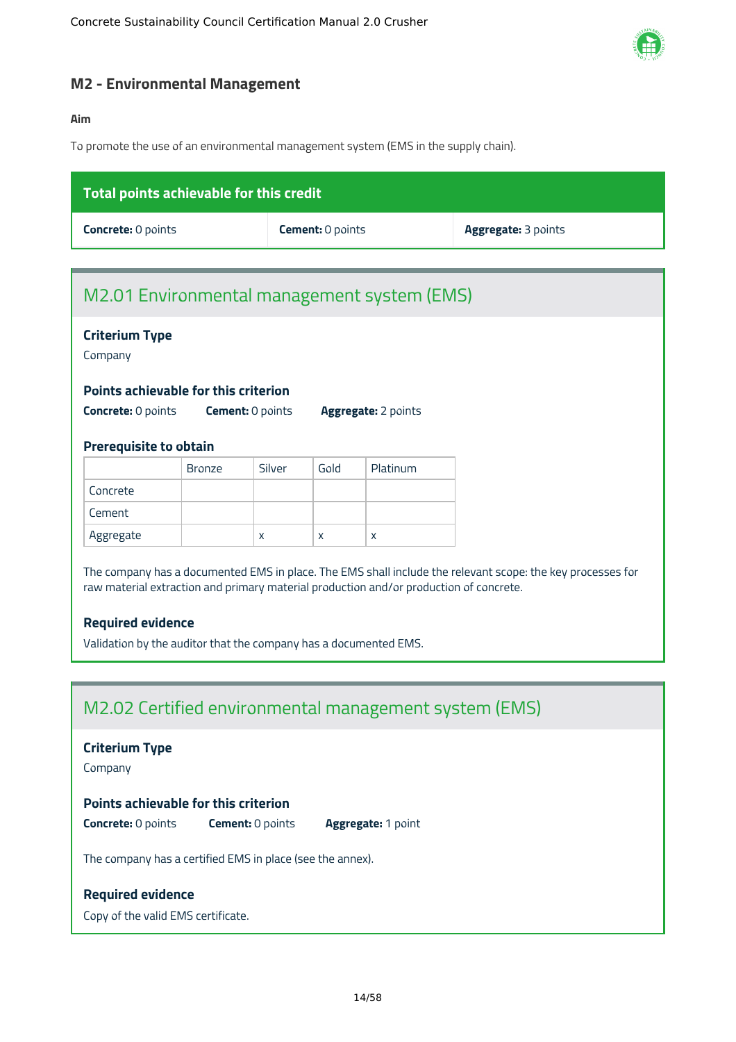## M2 - Environmental Management

**Aim**

To promote the use of an environmental management system (EMS in the supply chain).

| Total points achievable for this credit | | |
|---|---|---|
| **Concrete:** 0 points | **Cement:** 0 points | **Aggregate:** 3 points |

### M2.01 Environmental management system (EMS)

**Criterium Type**

Company

**Points achievable for this criterion**

**Concrete:** 0 points **Cement:** 0 points **Aggregate:** 2 points

**Prerequisite to obtain**

| | Bronze | Silver | Gold | Platinum |
|---|---|---|---|---|
| Concrete | | | | |
| Cement | | | | |
| Aggregate | | x | x | x |

The company has a documented EMS in place. The EMS shall include the relevant scope: the key processes for raw material extraction and primary material production and/or production of concrete.

**Required evidence**

Validation by the auditor that the company has a documented EMS.

### M2.02 Certified environmental management system (EMS)

**Criterium Type**

Company

**Points achievable for this criterion**

**Concrete:** 0 points **Cement:** 0 points **Aggregate:** 1 point

The company has a certified EMS in place (see the annex).

**Required evidence**

Copy of the valid EMS certificate.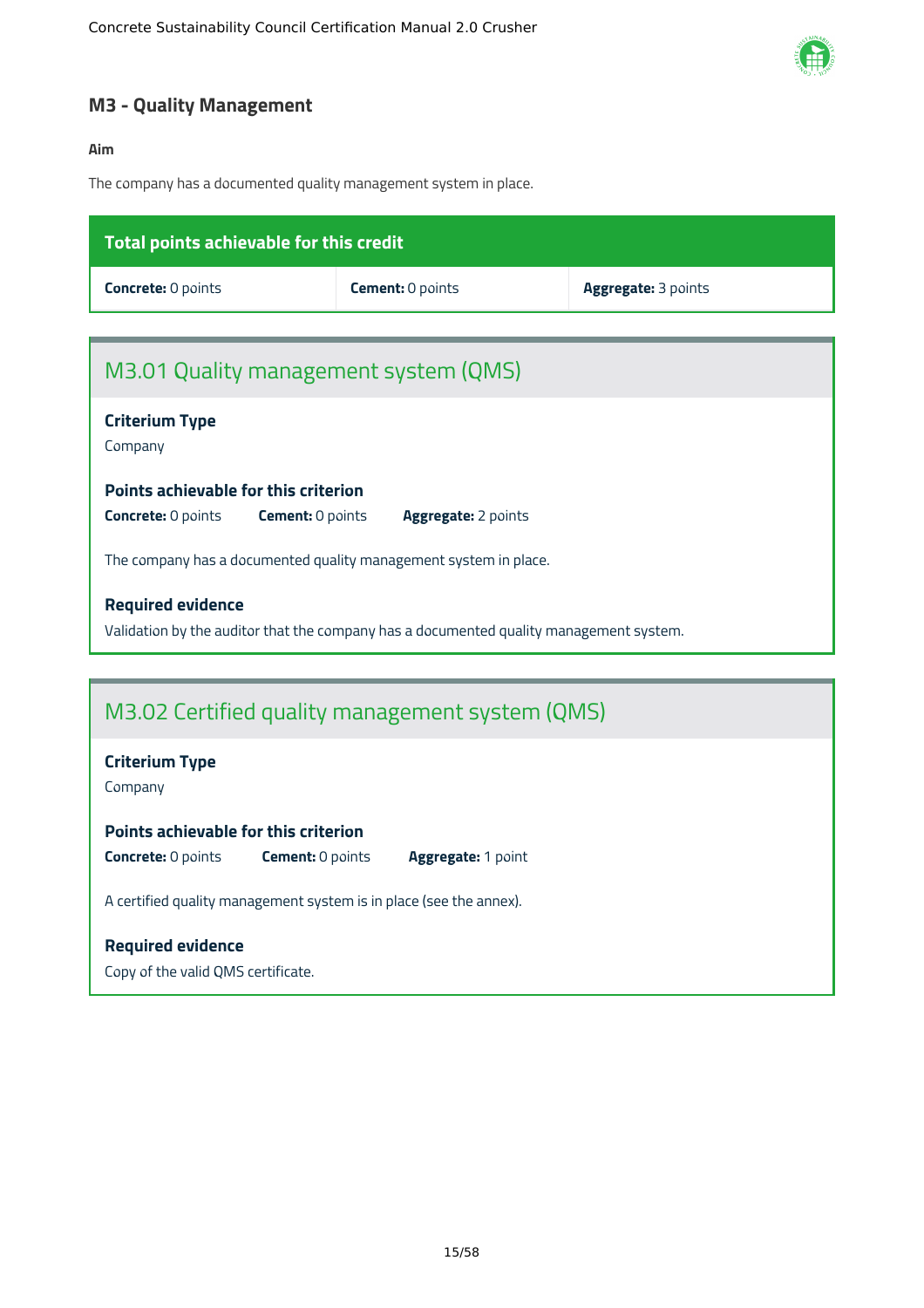## M3 - Quality Management

**Aim**

The company has a documented quality management system in place.

| Total points achievable for this credit | | |
|---|---|---|
| **Concrete:** 0 points | **Cement:** 0 points | **Aggregate:** 3 points |

### M3.01 Quality management system (QMS)

**Criterium Type**

Company

**Points achievable for this criterion**

**Concrete:** 0 points **Cement:** 0 points **Aggregate:** 2 points

The company has a documented quality management system in place.

**Required evidence**

Validation by the auditor that the company has a documented quality management system.

### M3.02 Certified quality management system (QMS)

**Criterium Type**

Company

**Points achievable for this criterion**

**Concrete:** 0 points **Cement:** 0 points **Aggregate:** 1 point

A certified quality management system is in place (see the annex).

**Required evidence**

Copy of the valid QMS certificate.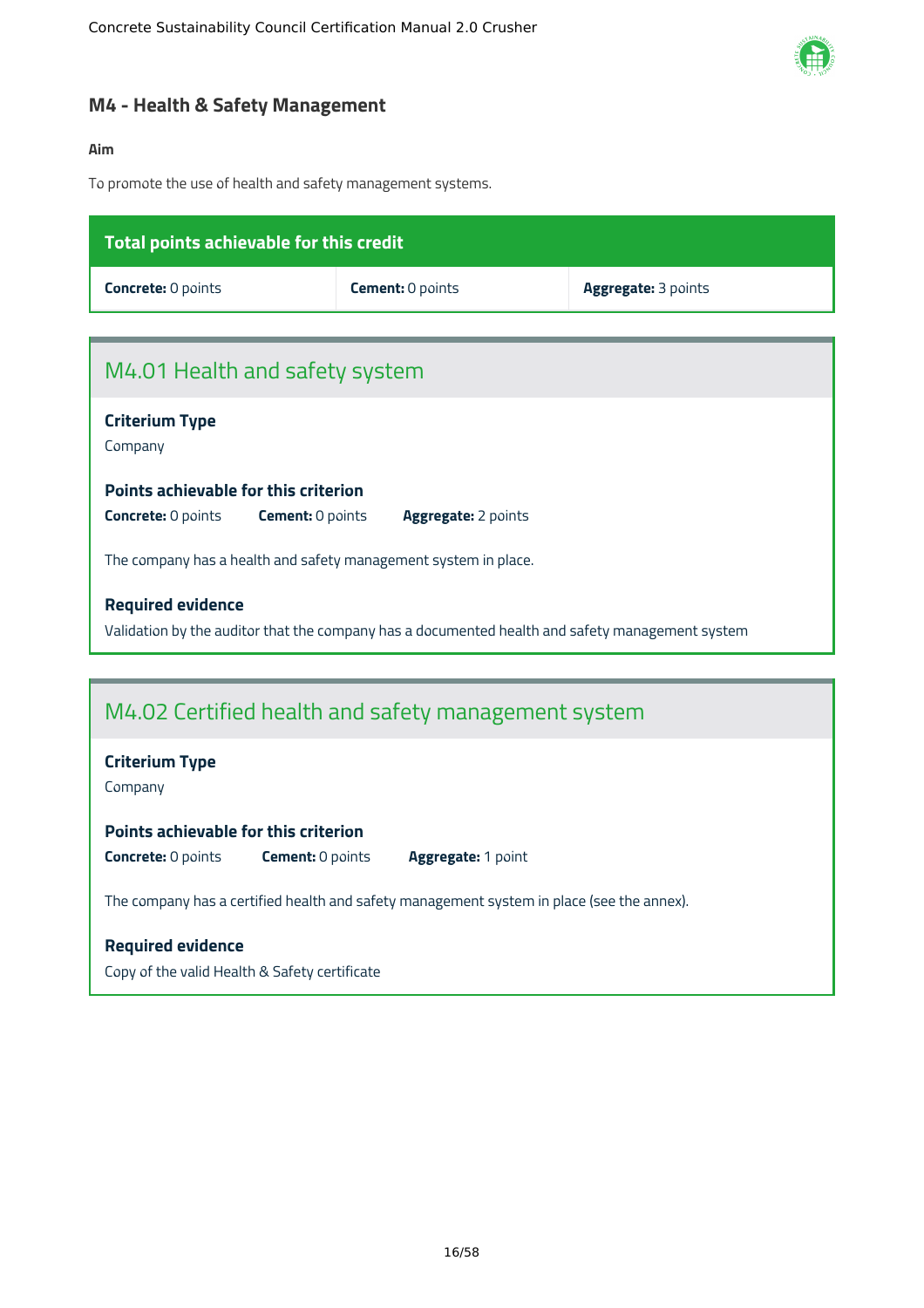## M4 - Health & Safety Management

**Aim**

To promote the use of health and safety management systems.

| Total points achievable for this credit | | |
|---|---|---|
| **Concrete:** 0 points | **Cement:** 0 points | **Aggregate:** 3 points |

### M4.01 Health and safety system

**Criterium Type**

Company

**Points achievable for this criterion**

**Concrete:** 0 points **Cement:** 0 points **Aggregate:** 2 points

The company has a health and safety management system in place.

**Required evidence**

Validation by the auditor that the company has a documented health and safety management system

### M4.02 Certified health and safety management system

**Criterium Type**

Company

**Points achievable for this criterion**

**Concrete:** 0 points **Cement:** 0 points **Aggregate:** 1 point

The company has a certified health and safety management system in place (see the annex).

**Required evidence**

Copy of the valid Health & Safety certificate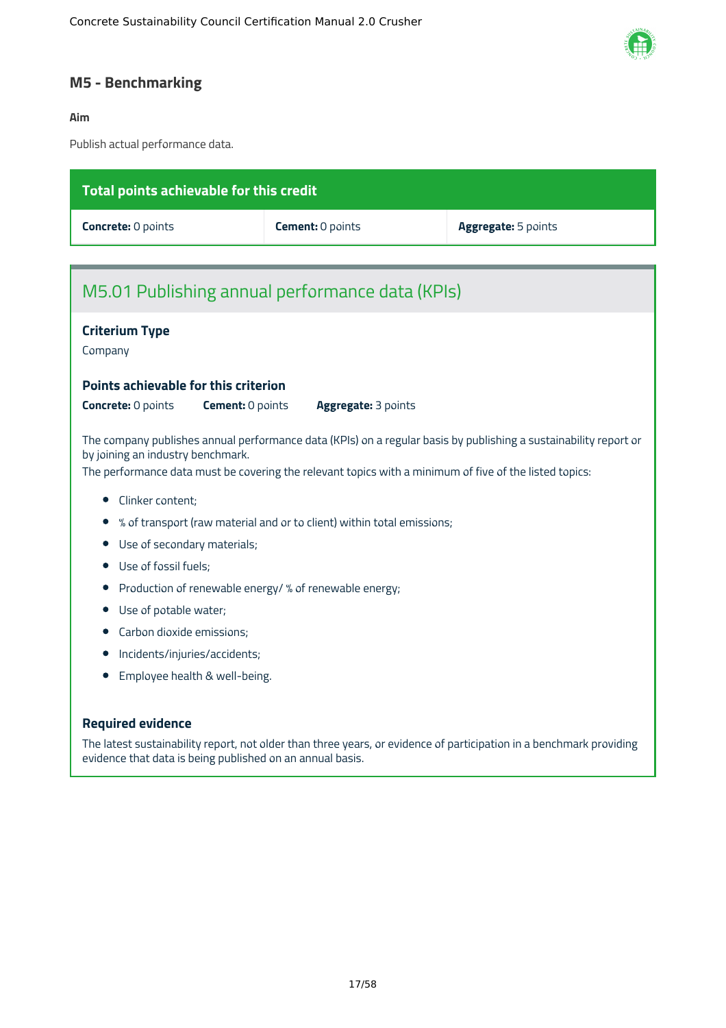## M5 - Benchmarking

**Aim**

Publish actual performance data.

| Total points achievable for this credit | | |
|---|---|---|
| **Concrete:** 0 points | **Cement:** 0 points | **Aggregate:** 5 points |

### M5.01 Publishing annual performance data (KPIs)

**Criterium Type**

Company

**Points achievable for this criterion**

**Concrete:** 0 points **Cement:** 0 points **Aggregate:** 3 points

The company publishes annual performance data (KPIs) on a regular basis by publishing a sustainability report or by joining an industry benchmark.
The performance data must be covering the relevant topics with a minimum of five of the listed topics:

- Clinker content;
- % of transport (raw material and or to client) within total emissions;
- Use of secondary materials;
- Use of fossil fuels;
- Production of renewable energy/ % of renewable energy;
- Use of potable water;
- Carbon dioxide emissions;
- Incidents/injuries/accidents;
- Employee health & well-being.

**Required evidence**

The latest sustainability report, not older than three years, or evidence of participation in a benchmark providing evidence that data is being published on an annual basis.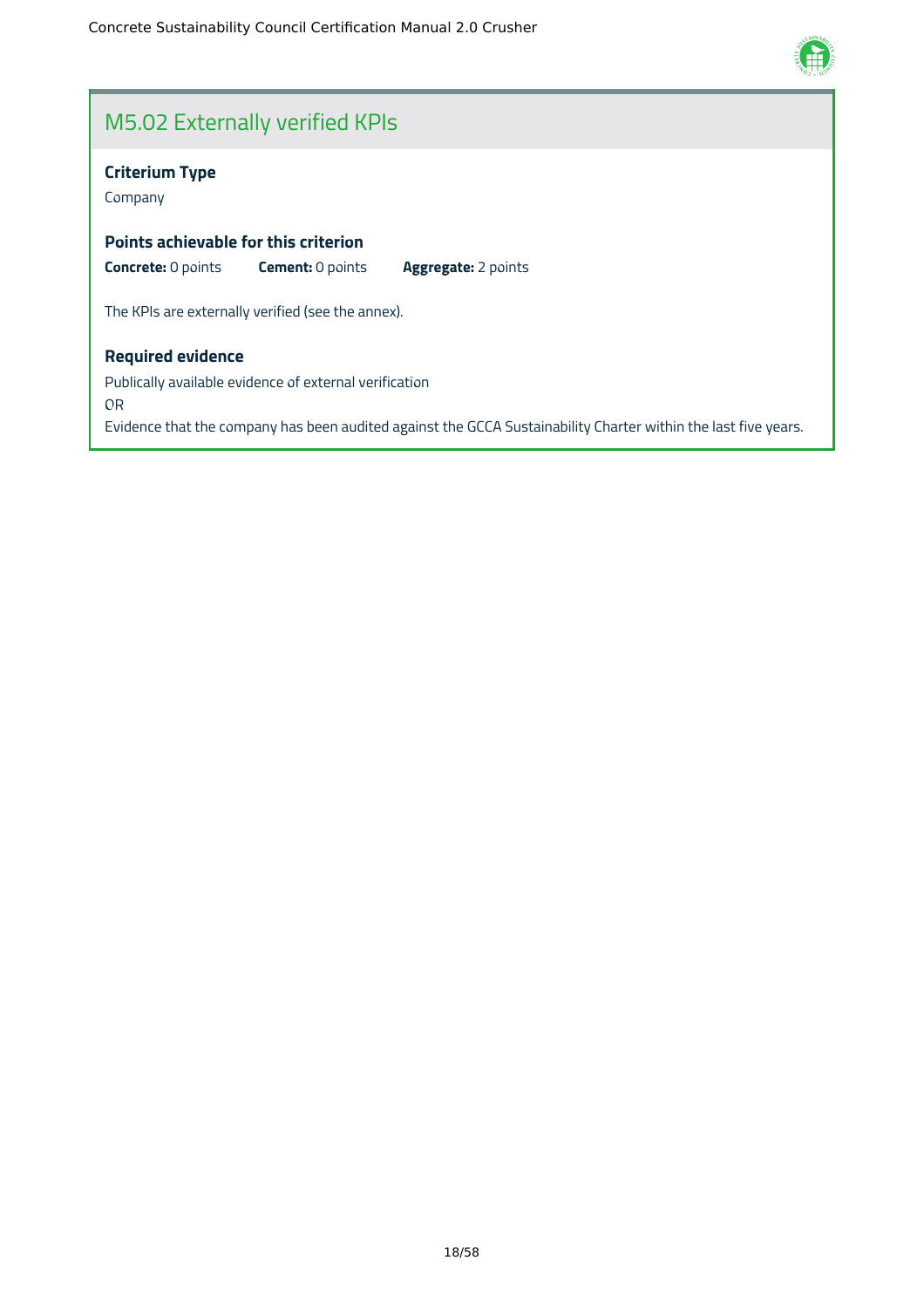## M5.02 Externally verified KPIs

**Criterium Type**

Company

**Points achievable for this criterion**

**Concrete:** 0 points **Cement:** 0 points **Aggregate:** 2 points

The KPIs are externally verified (see the annex).

**Required evidence**

Publically available evidence of external verification

OR

Evidence that the company has been audited against the GCCA Sustainability Charter within the last five years.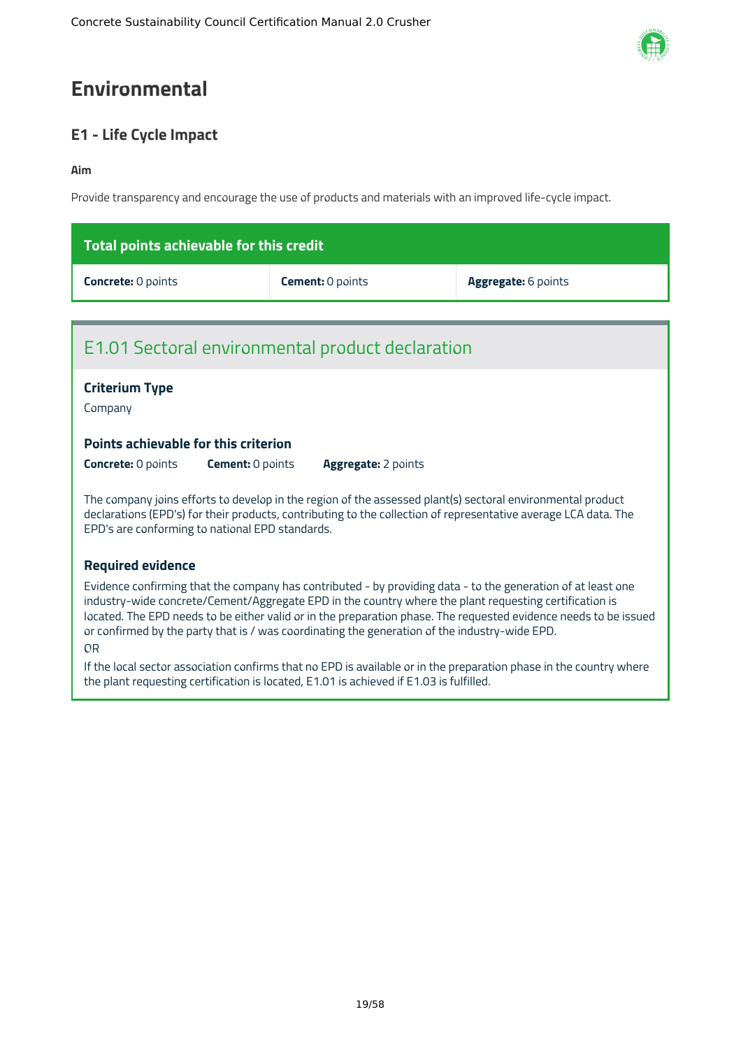# Environmental

## E1 - Life Cycle Impact

**Aim**

Provide transparency and encourage the use of products and materials with an improved life-cycle impact.

| Total points achievable for this credit | | |
|---|---|---|
| **Concrete:** 0 points | **Cement:** 0 points | **Aggregate:** 6 points |

### E1.01 Sectoral environmental product declaration

**Criterium Type**

Company

**Points achievable for this criterion**

**Concrete:** 0 points **Cement:** 0 points **Aggregate:** 2 points

The company joins efforts to develop in the region of the assessed plant(s) sectoral environmental product declarations (EPD's) for their products, contributing to the collection of representative average LCA data. The EPD's are conforming to national EPD standards.

**Required evidence**

Evidence confirming that the company has contributed - by providing data - to the generation of at least one industry-wide concrete/Cement/Aggregate EPD in the country where the plant requesting certification is located. The EPD needs to be either valid or in the preparation phase. The requested evidence needs to be issued or confirmed by the party that is / was coordinating the generation of the industry-wide EPD.

OR

If the local sector association confirms that no EPD is available or in the preparation phase in the country where the plant requesting certification is located, E1.01 is achieved if E1.03 is fulfilled.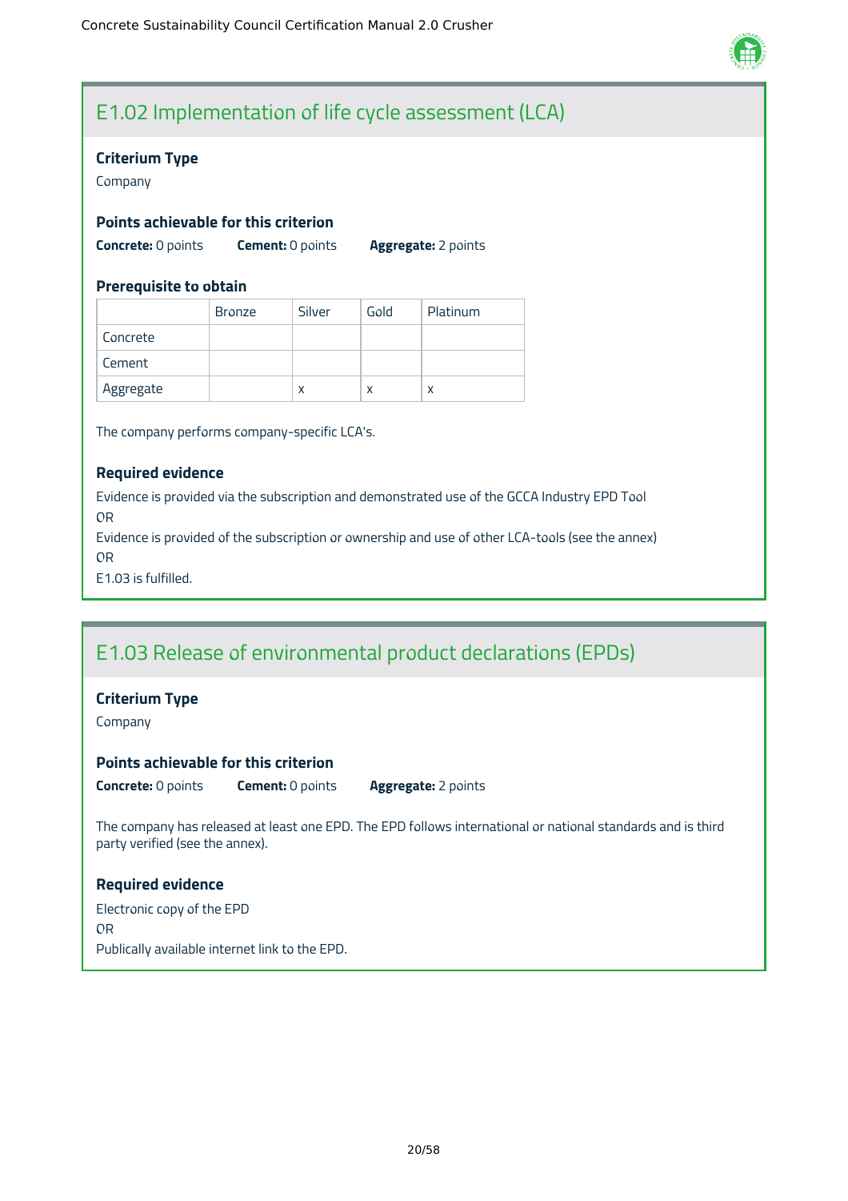## E1.02 Implementation of life cycle assessment (LCA)

### Criterium Type

Company

### Points achievable for this criterion

**Concrete:** 0 points **Cement:** 0 points **Aggregate:** 2 points

### Prerequisite to obtain

| | Bronze | Silver | Gold | Platinum |
|---|---|---|---|---|
| Concrete | | | | |
| Cement | | | | |
| Aggregate | | x | x | x |

The company performs company-specific LCA's.

### Required evidence

Evidence is provided via the subscription and demonstrated use of the GCCA Industry EPD Tool
OR
Evidence is provided of the subscription or ownership and use of other LCA-tools (see the annex)
OR
E1.03 is fulfilled.

## E1.03 Release of environmental product declarations (EPDs)

### Criterium Type

Company

### Points achievable for this criterion

**Concrete:** 0 points **Cement:** 0 points **Aggregate:** 2 points

The company has released at least one EPD. The EPD follows international or national standards and is third party verified (see the annex).

### Required evidence

Electronic copy of the EPD
OR
Publically available internet link to the EPD.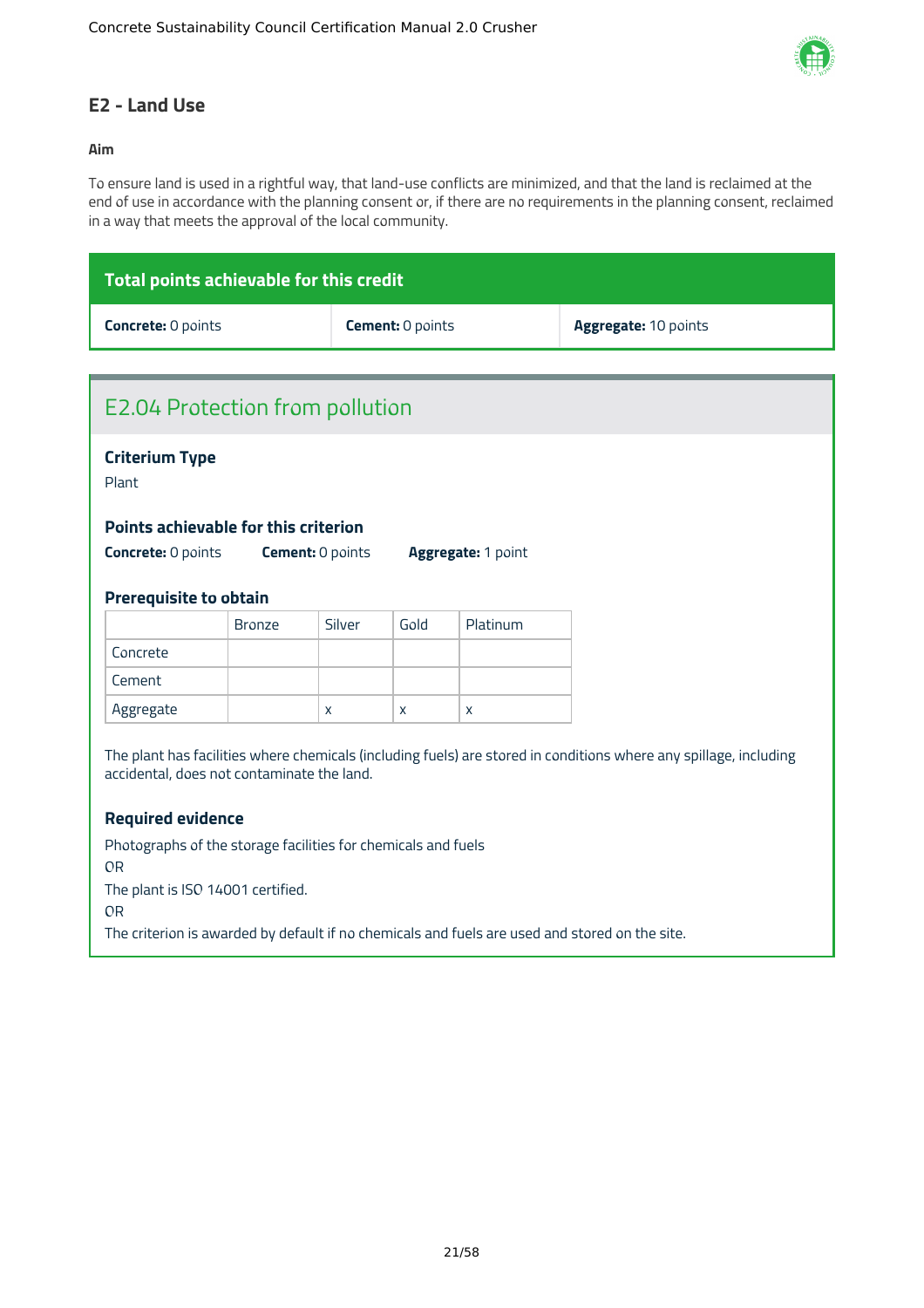## E2 - Land Use

**Aim**

To ensure land is used in a rightful way, that land-use conflicts are minimized, and that the land is reclaimed at the end of use in accordance with the planning consent or, if there are no requirements in the planning consent, reclaimed in a way that meets the approval of the local community.

| Total points achievable for this credit | | |
|---|---|---|
| **Concrete:** 0 points | **Cement:** 0 points | **Aggregate:** 10 points |

### E2.04 Protection from pollution

**Criterium Type**

Plant

**Points achievable for this criterion**

**Concrete:** 0 points **Cement:** 0 points **Aggregate:** 1 point

**Prerequisite to obtain**

| | Bronze | Silver | Gold | Platinum |
|---|---|---|---|---|
| Concrete | | | | |
| Cement | | | | |
| Aggregate | | x | x | x |

The plant has facilities where chemicals (including fuels) are stored in conditions where any spillage, including accidental, does not contaminate the land.

**Required evidence**

Photographs of the storage facilities for chemicals and fuels

OR

The plant is ISO 14001 certified.

OR

The criterion is awarded by default if no chemicals and fuels are used and stored on the site.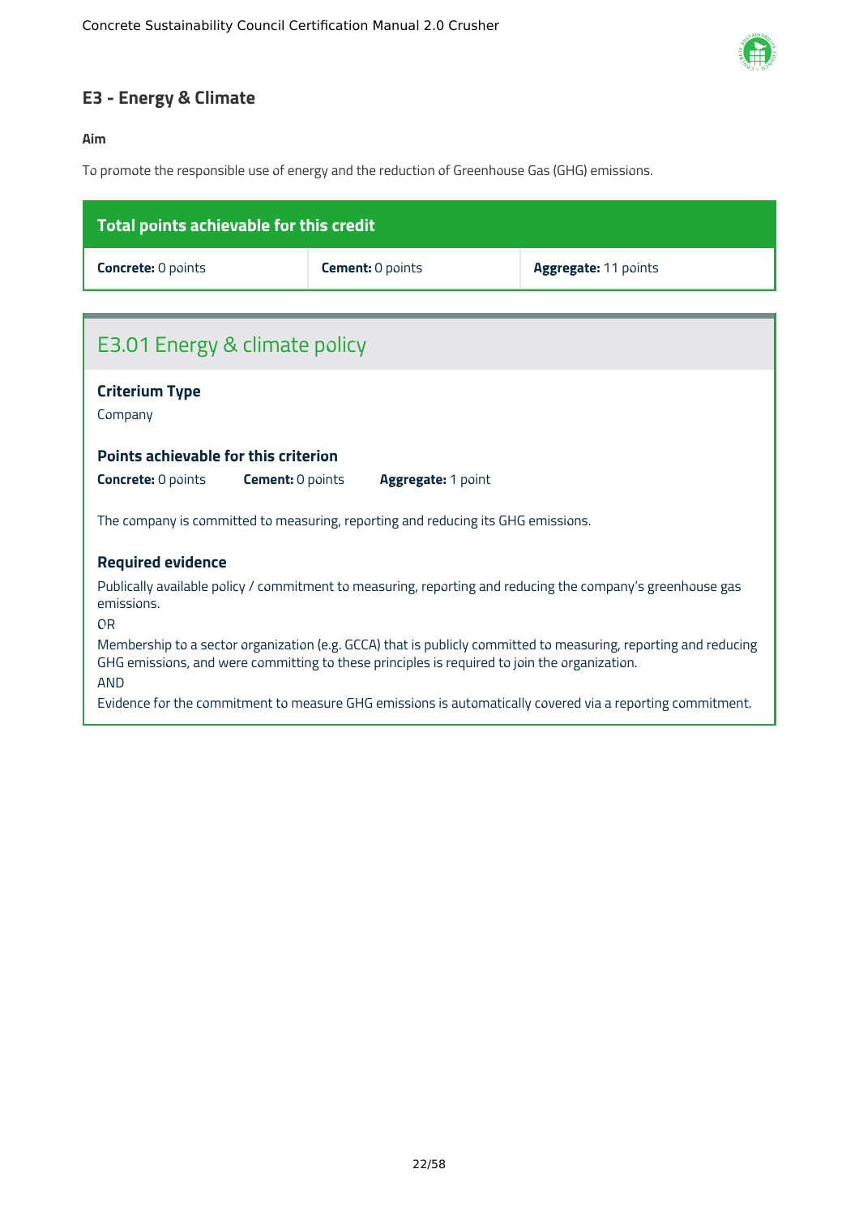## E3 - Energy & Climate

**Aim**

To promote the responsible use of energy and the reduction of Greenhouse Gas (GHG) emissions.

| Total points achievable for this credit | | |
| --- | --- | --- |
| **Concrete:** 0 points | **Cement:** 0 points | **Aggregate:** 11 points |

### E3.01 Energy & climate policy

**Criterium Type**

Company

**Points achievable for this criterion**

**Concrete:** 0 points **Cement:** 0 points **Aggregate:** 1 point

The company is committed to measuring, reporting and reducing its GHG emissions.

**Required evidence**

Publically available policy / commitment to measuring, reporting and reducing the company's greenhouse gas emissions.

OR

Membership to a sector organization (e.g. GCCA) that is publicly committed to measuring, reporting and reducing GHG emissions, and were committing to these principles is required to join the organization.

AND

Evidence for the commitment to measure GHG emissions is automatically covered via a reporting commitment.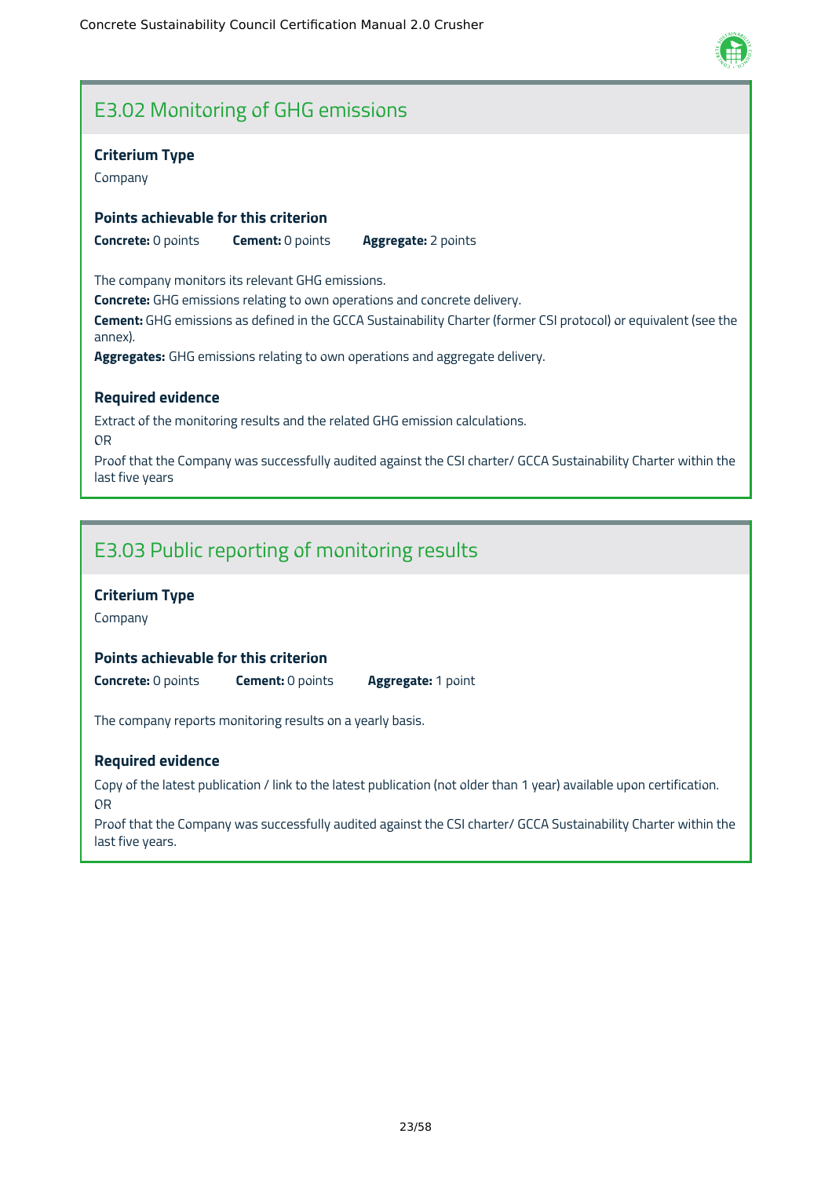## E3.02 Monitoring of GHG emissions

### Criterium Type

Company

### Points achievable for this criterion

**Concrete:** 0 points **Cement:** 0 points **Aggregate:** 2 points

The company monitors its relevant GHG emissions.

**Concrete:** GHG emissions relating to own operations and concrete delivery.

**Cement:** GHG emissions as defined in the GCCA Sustainability Charter (former CSI protocol) or equivalent (see the annex).

**Aggregates:** GHG emissions relating to own operations and aggregate delivery.

### Required evidence

Extract of the monitoring results and the related GHG emission calculations.

OR

Proof that the Company was successfully audited against the CSI charter/ GCCA Sustainability Charter within the last five years

## E3.03 Public reporting of monitoring results

### Criterium Type

Company

### Points achievable for this criterion

**Concrete:** 0 points **Cement:** 0 points **Aggregate:** 1 point

The company reports monitoring results on a yearly basis.

### Required evidence

Copy of the latest publication / link to the latest publication (not older than 1 year) available upon certification.

OR

Proof that the Company was successfully audited against the CSI charter/ GCCA Sustainability Charter within the last five years.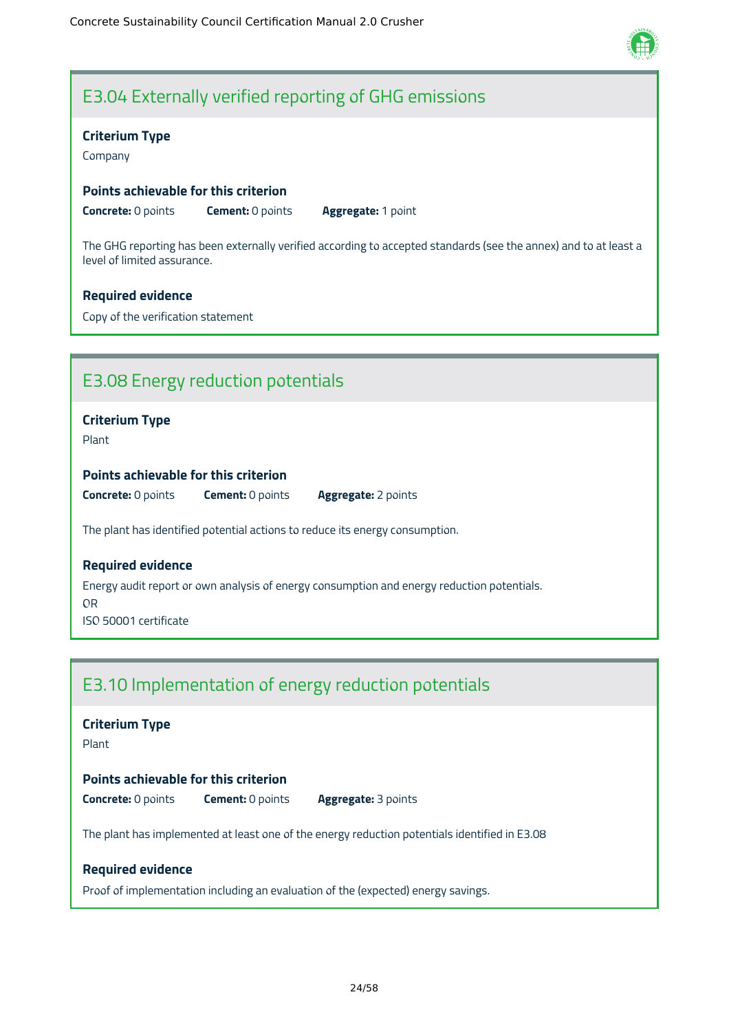## E3.04 Externally verified reporting of GHG emissions

**Criterium Type**

Company

**Points achievable for this criterion**

**Concrete:** 0 points **Cement:** 0 points **Aggregate:** 1 point

The GHG reporting has been externally verified according to accepted standards (see the annex) and to at least a level of limited assurance.

**Required evidence**

Copy of the verification statement

## E3.08 Energy reduction potentials

**Criterium Type**

Plant

**Points achievable for this criterion**

**Concrete:** 0 points **Cement:** 0 points **Aggregate:** 2 points

The plant has identified potential actions to reduce its energy consumption.

**Required evidence**

Energy audit report or own analysis of energy consumption and energy reduction potentials.

OR

ISO 50001 certificate

## E3.10 Implementation of energy reduction potentials

**Criterium Type**

Plant

**Points achievable for this criterion**

**Concrete:** 0 points **Cement:** 0 points **Aggregate:** 3 points

The plant has implemented at least one of the energy reduction potentials identified in E3.08

**Required evidence**

Proof of implementation including an evaluation of the (expected) energy savings.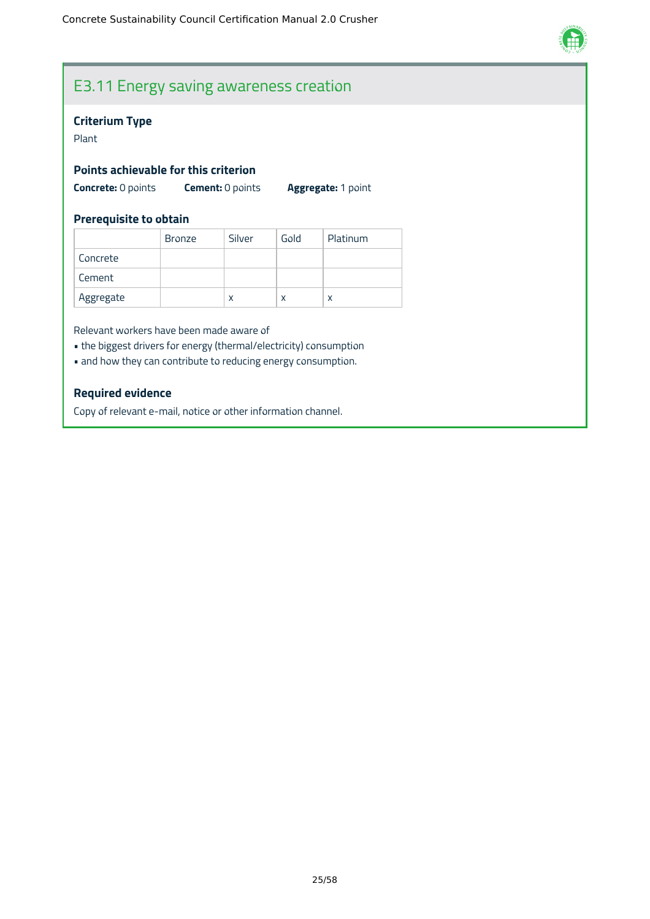## E3.11 Energy saving awareness creation

### Criterium Type

Plant

### Points achievable for this criterion

**Concrete:** 0 points **Cement:** 0 points **Aggregate:** 1 point

### Prerequisite to obtain

| | Bronze | Silver | Gold | Platinum |
|---|---|---|---|---|
| Concrete | | | | |
| Cement | | | | |
| Aggregate | | x | x | x |

Relevant workers have been made aware of

- the biggest drivers for energy (thermal/electricity) consumption
- and how they can contribute to reducing energy consumption.

### Required evidence

Copy of relevant e-mail, notice or other information channel.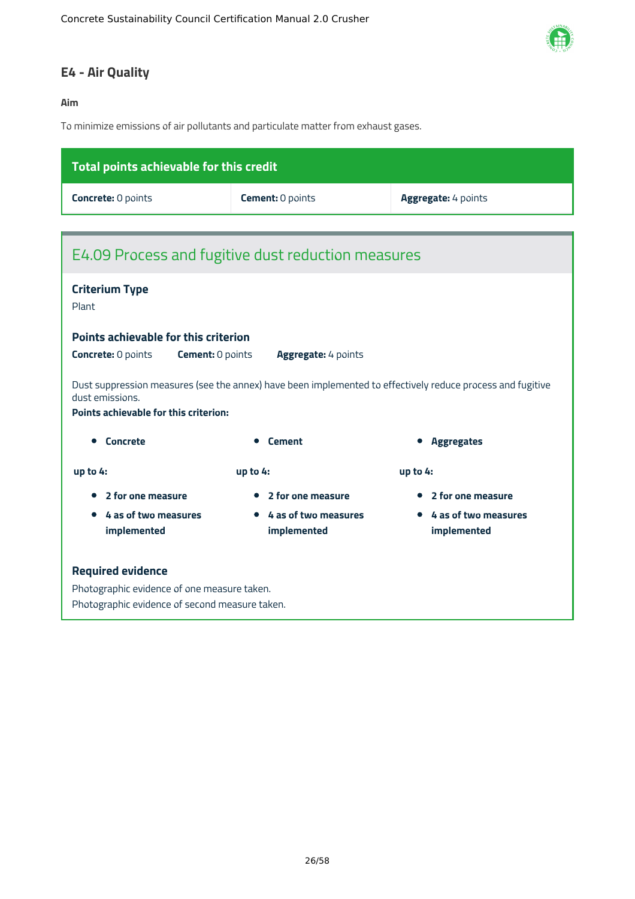## E4 - Air Quality

**Aim**

To minimize emissions of air pollutants and particulate matter from exhaust gases.

| Total points achievable for this credit | | |
|---|---|---|
| **Concrete:** 0 points | **Cement:** 0 points | **Aggregate:** 4 points |

### E4.09 Process and fugitive dust reduction measures

**Criterium Type**

Plant

**Points achievable for this criterion**

**Concrete:** 0 points **Cement:** 0 points **Aggregate:** 4 points

Dust suppression measures (see the annex) have been implemented to effectively reduce process and fugitive dust emissions.

**Points achievable for this criterion:**

- **Concrete**

**up to 4:**

- **2 for one measure**
- **4 as of two measures implemented**

- **Cement**

**up to 4:**

- **2 for one measure**
- **4 as of two measures implemented**

- **Aggregates**

**up to 4:**

- **2 for one measure**
- **4 as of two measures implemented**

**Required evidence**

Photographic evidence of one measure taken.
Photographic evidence of second measure taken.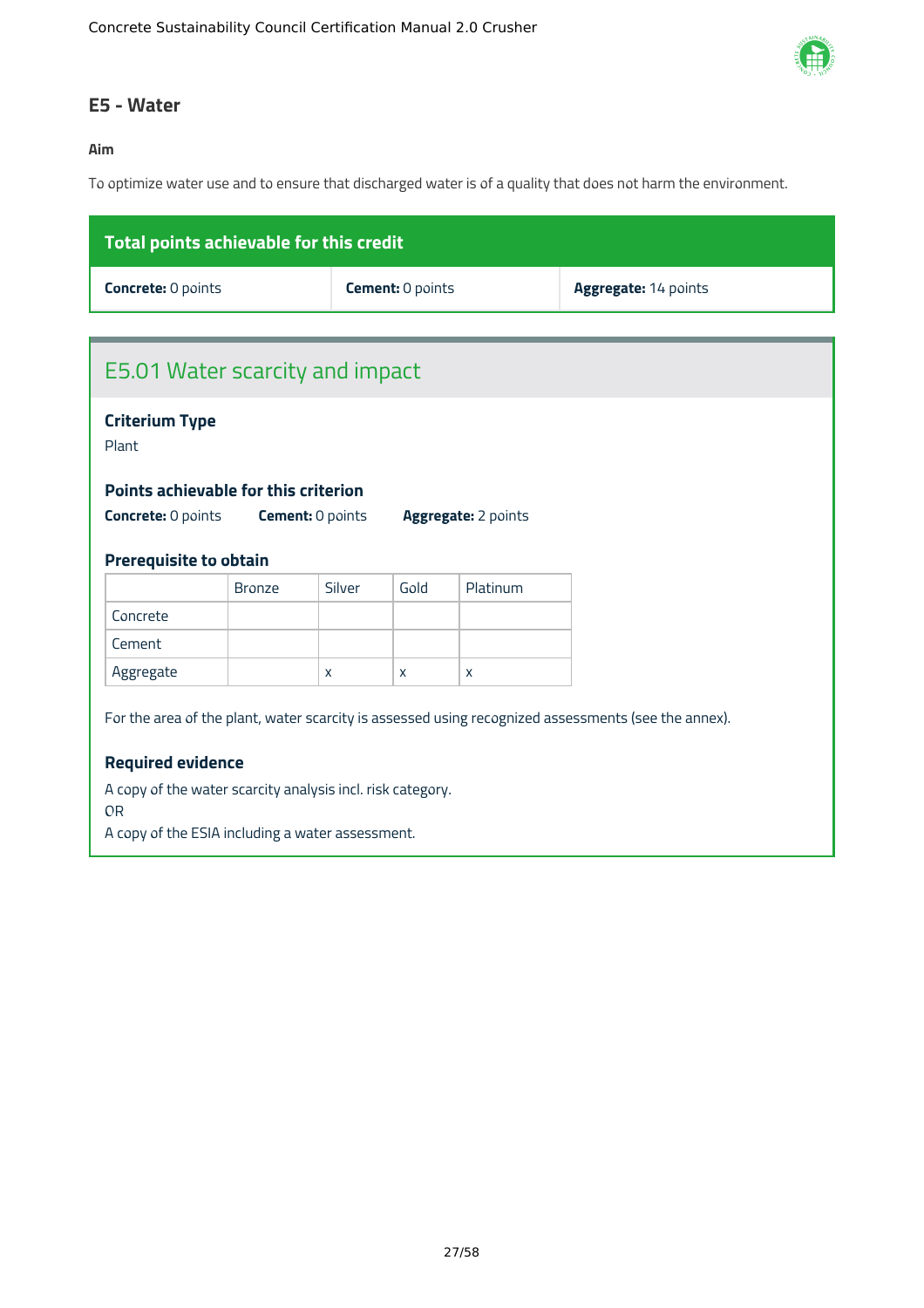## E5 - Water

**Aim**

To optimize water use and to ensure that discharged water is of a quality that does not harm the environment.

| Total points achievable for this credit | | |
|---|---|---|
| **Concrete:** 0 points | **Cement:** 0 points | **Aggregate:** 14 points |

### E5.01 Water scarcity and impact

**Criterium Type**

Plant

**Points achievable for this criterion**

**Concrete:** 0 points **Cement:** 0 points **Aggregate:** 2 points

**Prerequisite to obtain**

| | Bronze | Silver | Gold | Platinum |
|---|---|---|---|---|
| Concrete | | | | |
| Cement | | | | |
| Aggregate | | x | x | x |

For the area of the plant, water scarcity is assessed using recognized assessments (see the annex).

**Required evidence**

A copy of the water scarcity analysis incl. risk category.
OR
A copy of the ESIA including a water assessment.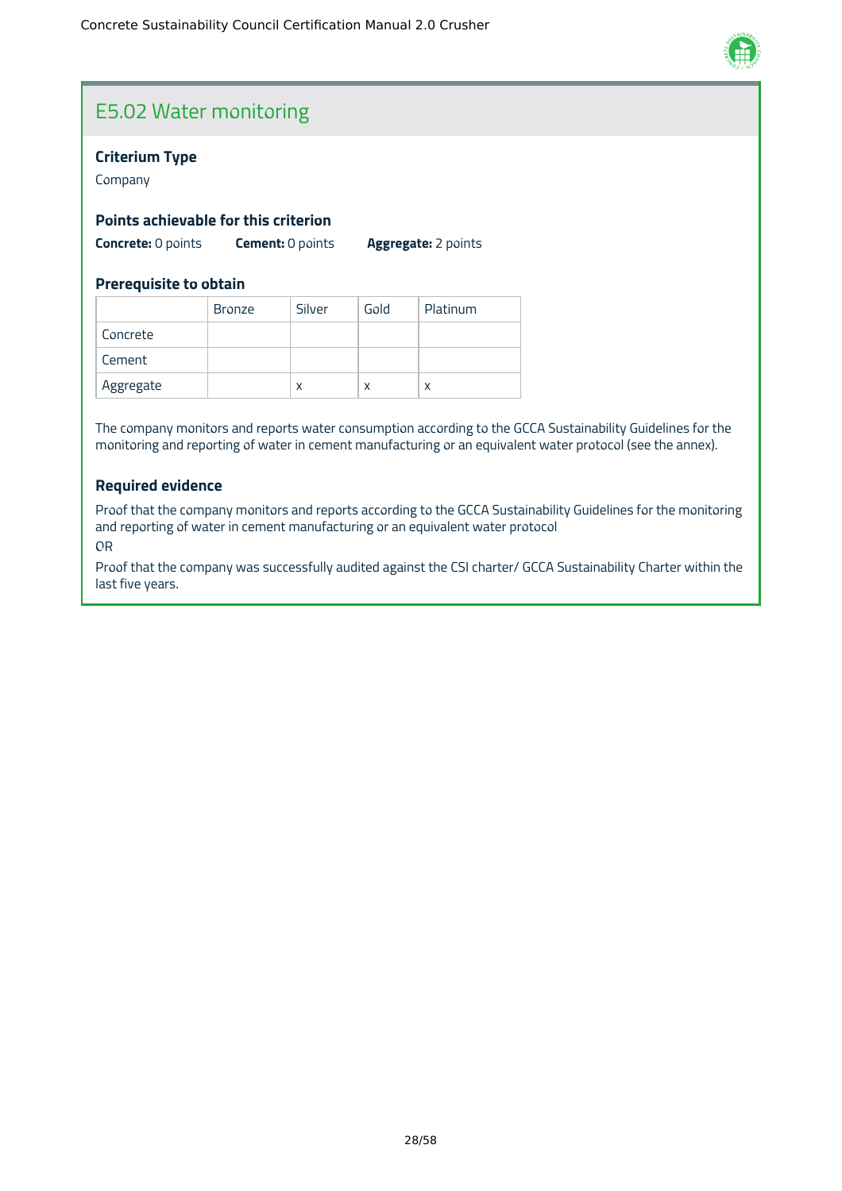## E5.02 Water monitoring

### Criterium Type

Company

### Points achievable for this criterion

**Concrete:** 0 points **Cement:** 0 points **Aggregate:** 2 points

### Prerequisite to obtain

| | Bronze | Silver | Gold | Platinum |
|---|---|---|---|---|
| Concrete | | | | |
| Cement | | | | |
| Aggregate | | x | x | x |

The company monitors and reports water consumption according to the GCCA Sustainability Guidelines for the monitoring and reporting of water in cement manufacturing or an equivalent water protocol (see the annex).

### Required evidence

Proof that the company monitors and reports according to the GCCA Sustainability Guidelines for the monitoring and reporting of water in cement manufacturing or an equivalent water protocol

OR

Proof that the company was successfully audited against the CSI charter/ GCCA Sustainability Charter within the last five years.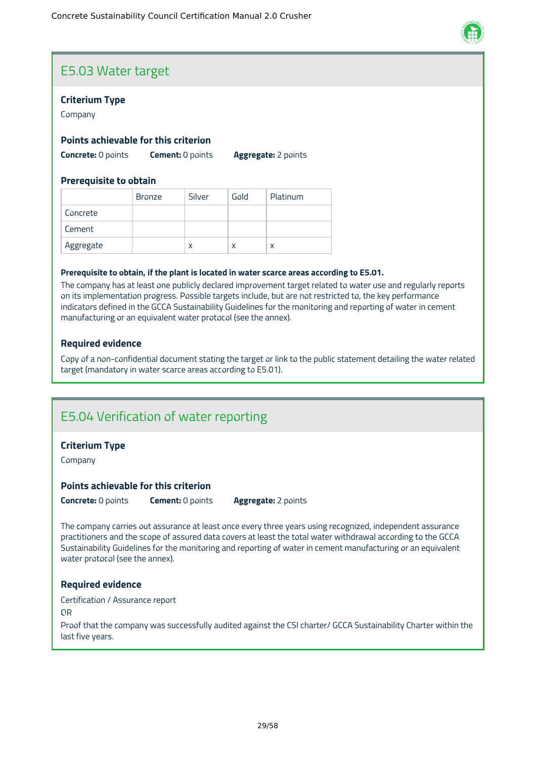## E5.03 Water target

### Criterium Type

Company

### Points achievable for this criterion

**Concrete:** 0 points  **Cement:** 0 points  **Aggregate:** 2 points

### Prerequisite to obtain

| | Bronze | Silver | Gold | Platinum |
|---|---|---|---|---|
| Concrete | | | | |
| Cement | | | | |
| Aggregate | | x | x | x |

**Prerequisite to obtain, if the plant is located in water scarce areas according to E5.01.**

The company has at least one publicly declared improvement target related to water use and regularly reports on its implementation progress. Possible targets include, but are not restricted to, the key performance indicators defined in the GCCA Sustainability Guidelines for the monitoring and reporting of water in cement manufacturing or an equivalent water protocol (see the annex).

### Required evidence

Copy of a non-confidential document stating the target or link to the public statement detailing the water related target (mandatory in water scarce areas according to E5.01).

## E5.04 Verification of water reporting

### Criterium Type

Company

### Points achievable for this criterion

**Concrete:** 0 points  **Cement:** 0 points  **Aggregate:** 2 points

The company carries out assurance at least once every three years using recognized, independent assurance practitioners and the scope of assured data covers at least the total water withdrawal according to the GCCA Sustainability Guidelines for the monitoring and reporting of water in cement manufacturing or an equivalent water protocol (see the annex).

### Required evidence

Certification / Assurance report

OR

Proof that the company was successfully audited against the CSI charter/ GCCA Sustainability Charter within the last five years.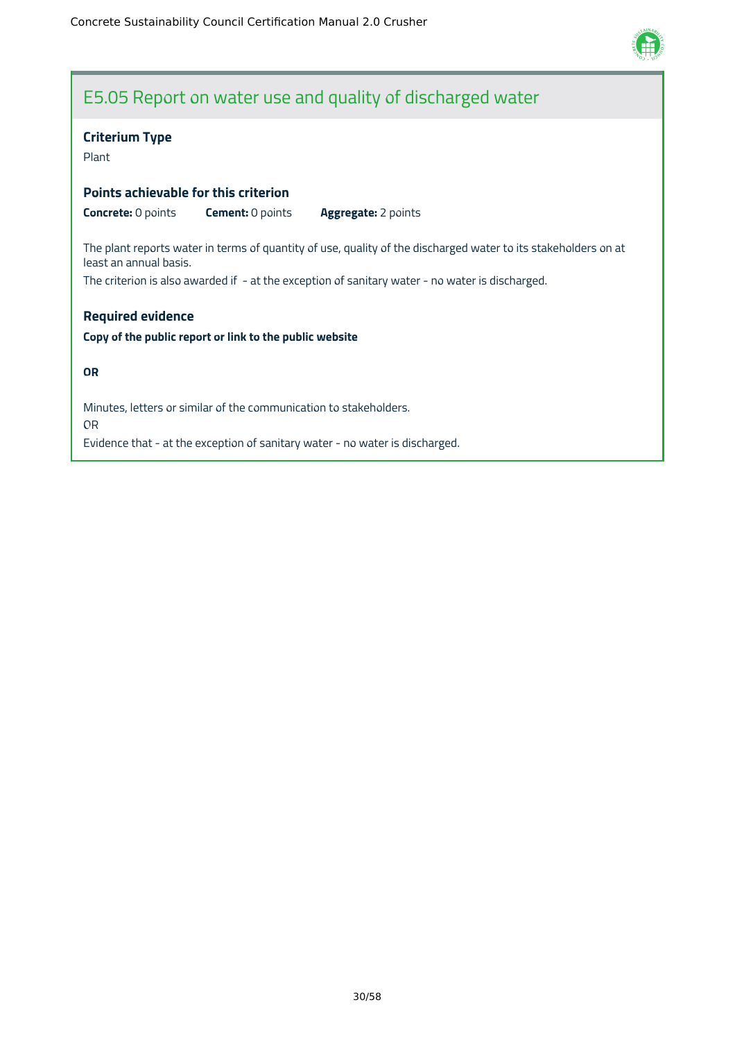## E5.05 Report on water use and quality of discharged water

### Criterium Type

Plant

### Points achievable for this criterion

**Concrete:** 0 points **Cement:** 0 points **Aggregate:** 2 points

The plant reports water in terms of quantity of use, quality of the discharged water to its stakeholders on at least an annual basis.

The criterion is also awarded if - at the exception of sanitary water - no water is discharged.

### Required evidence

**Copy of the public report or link to the public website**

**OR**

Minutes, letters or similar of the communication to stakeholders.

OR

Evidence that - at the exception of sanitary water - no water is discharged.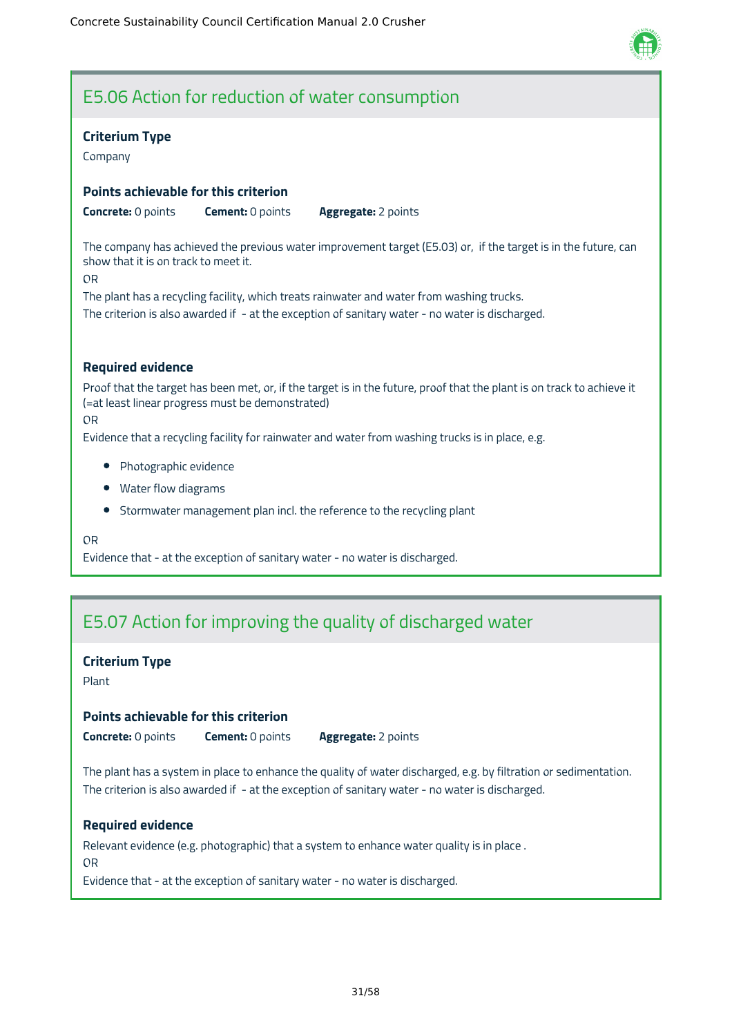## E5.06 Action for reduction of water consumption

### Criterium Type

Company

### Points achievable for this criterion

**Concrete:** 0 points **Cement:** 0 points **Aggregate:** 2 points

The company has achieved the previous water improvement target (E5.03) or, if the target is in the future, can show that it is on track to meet it.

OR

The plant has a recycling facility, which treats rainwater and water from washing trucks.

The criterion is also awarded if - at the exception of sanitary water - no water is discharged.

### Required evidence

Proof that the target has been met, or, if the target is in the future, proof that the plant is on track to achieve it (=at least linear progress must be demonstrated)

OR

Evidence that a recycling facility for rainwater and water from washing trucks is in place, e.g.

- Photographic evidence
- Water flow diagrams
- Stormwater management plan incl. the reference to the recycling plant

OR

Evidence that - at the exception of sanitary water - no water is discharged.

## E5.07 Action for improving the quality of discharged water

### Criterium Type

Plant

### Points achievable for this criterion

**Concrete:** 0 points **Cement:** 0 points **Aggregate:** 2 points

The plant has a system in place to enhance the quality of water discharged, e.g. by filtration or sedimentation.

The criterion is also awarded if - at the exception of sanitary water - no water is discharged.

### Required evidence

Relevant evidence (e.g. photographic) that a system to enhance water quality is in place .

OR

Evidence that - at the exception of sanitary water - no water is discharged.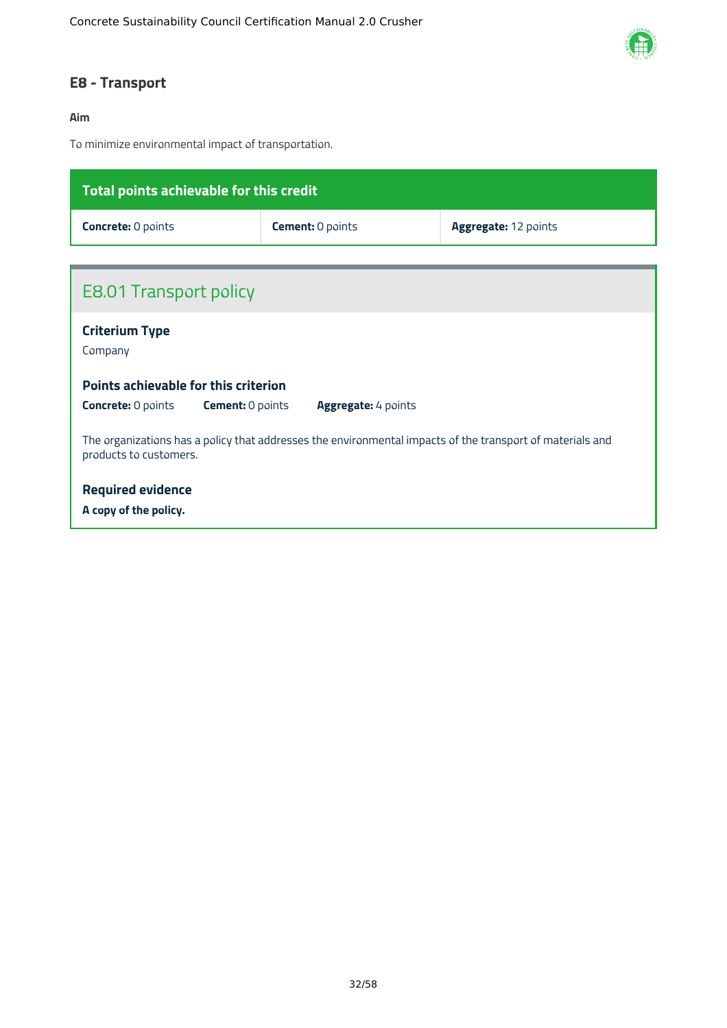## E8 - Transport

**Aim**

To minimize environmental impact of transportation.

| Total points achievable for this credit | | |
|---|---|---|
| **Concrete:** 0 points | **Cement:** 0 points | **Aggregate:** 12 points |

### E8.01 Transport policy

**Criterium Type**

Company

**Points achievable for this criterion**

**Concrete:** 0 points **Cement:** 0 points **Aggregate:** 4 points

The organizations has a policy that addresses the environmental impacts of the transport of materials and products to customers.

**Required evidence**

**A copy of the policy.**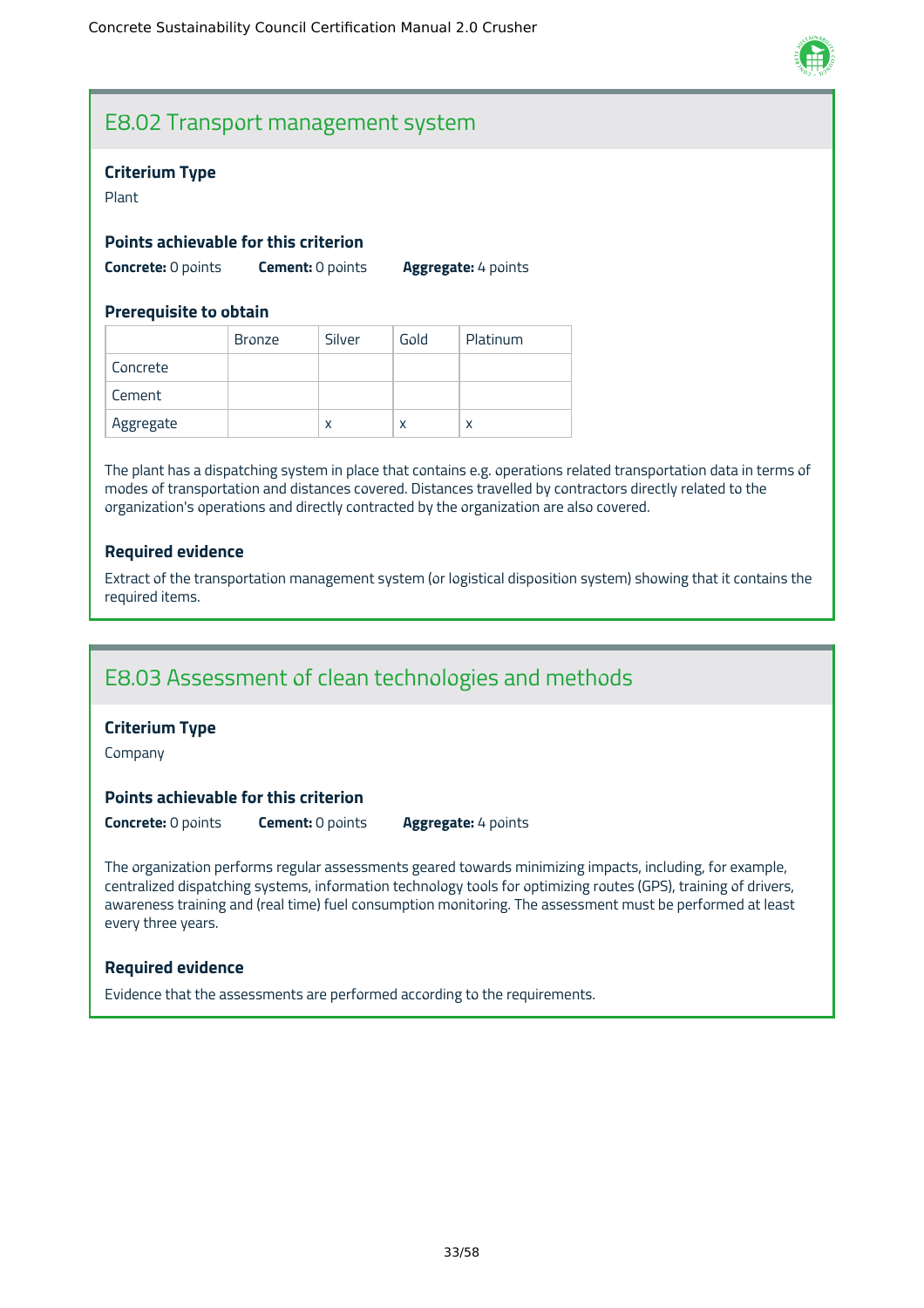## E8.02 Transport management system

### Criterium Type

Plant

### Points achievable for this criterion

**Concrete:** 0 points **Cement:** 0 points **Aggregate:** 4 points

### Prerequisite to obtain

| | Bronze | Silver | Gold | Platinum |
|---|---|---|---|---|
| Concrete | | | | |
| Cement | | | | |
| Aggregate | | x | x | x |

The plant has a dispatching system in place that contains e.g. operations related transportation data in terms of modes of transportation and distances covered. Distances travelled by contractors directly related to the organization's operations and directly contracted by the organization are also covered.

### Required evidence

Extract of the transportation management system (or logistical disposition system) showing that it contains the required items.

## E8.03 Assessment of clean technologies and methods

### Criterium Type

Company

### Points achievable for this criterion

**Concrete:** 0 points **Cement:** 0 points **Aggregate:** 4 points

The organization performs regular assessments geared towards minimizing impacts, including, for example, centralized dispatching systems, information technology tools for optimizing routes (GPS), training of drivers, awareness training and (real time) fuel consumption monitoring. The assessment must be performed at least every three years.

### Required evidence

Evidence that the assessments are performed according to the requirements.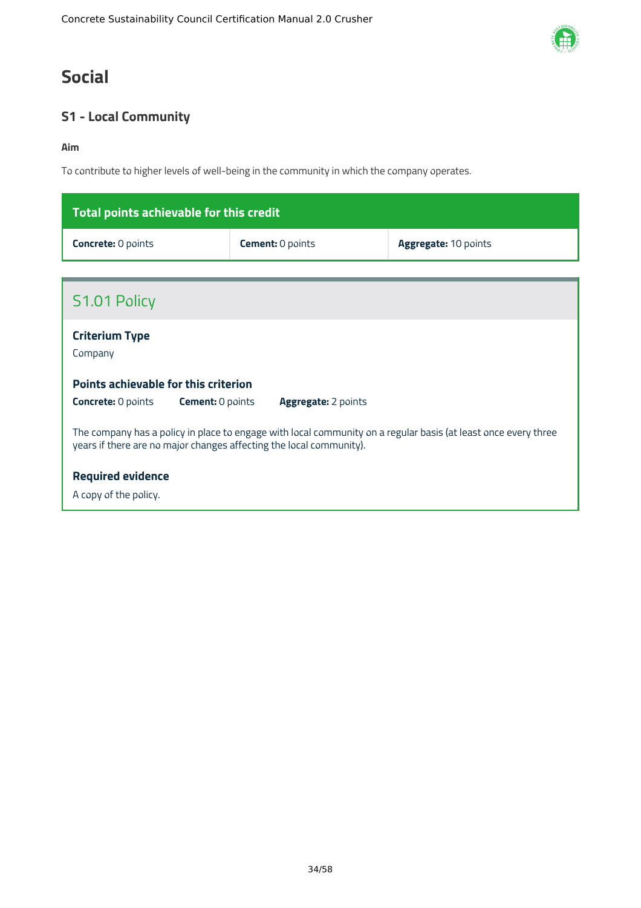# Social

## S1 - Local Community

**Aim**

To contribute to higher levels of well-being in the community in which the company operates.

| Total points achievable for this credit | | |
|---|---|---|
| **Concrete:** 0 points | **Cement:** 0 points | **Aggregate:** 10 points |

### S1.01 Policy

**Criterium Type**

Company

**Points achievable for this criterion**

**Concrete:** 0 points **Cement:** 0 points **Aggregate:** 2 points

The company has a policy in place to engage with local community on a regular basis (at least once every three years if there are no major changes affecting the local community).

**Required evidence**

A copy of the policy.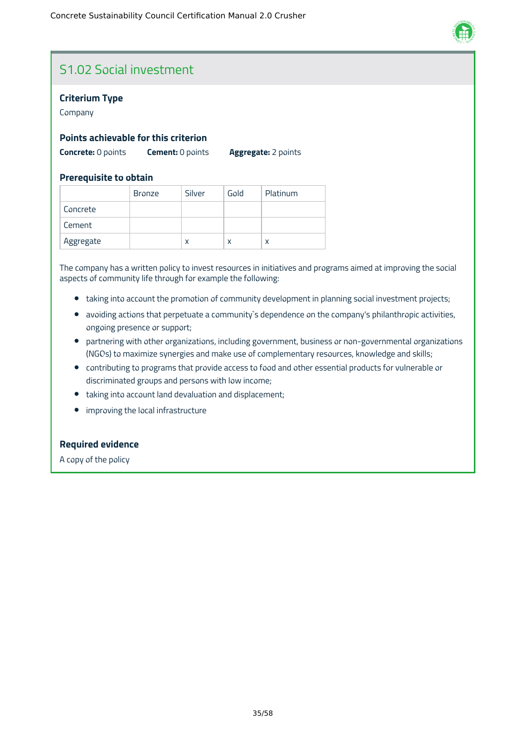## S1.02 Social investment

### Criterium Type

Company

### Points achievable for this criterion

**Concrete:** 0 points **Cement:** 0 points **Aggregate:** 2 points

### Prerequisite to obtain

| | Bronze | Silver | Gold | Platinum |
|---|---|---|---|---|
| Concrete | | | | |
| Cement | | | | |
| Aggregate | | x | x | x |

The company has a written policy to invest resources in initiatives and programs aimed at improving the social aspects of community life through for example the following:

- taking into account the promotion of community development in planning social investment projects;
- avoiding actions that perpetuate a community`s dependence on the company's philanthropic activities, ongoing presence or support;
- partnering with other organizations, including government, business or non-governmental organizations (NGOs) to maximize synergies and make use of complementary resources, knowledge and skills;
- contributing to programs that provide access to food and other essential products for vulnerable or discriminated groups and persons with low income;
- taking into account land devaluation and displacement;
- improving the local infrastructure

### Required evidence

A copy of the policy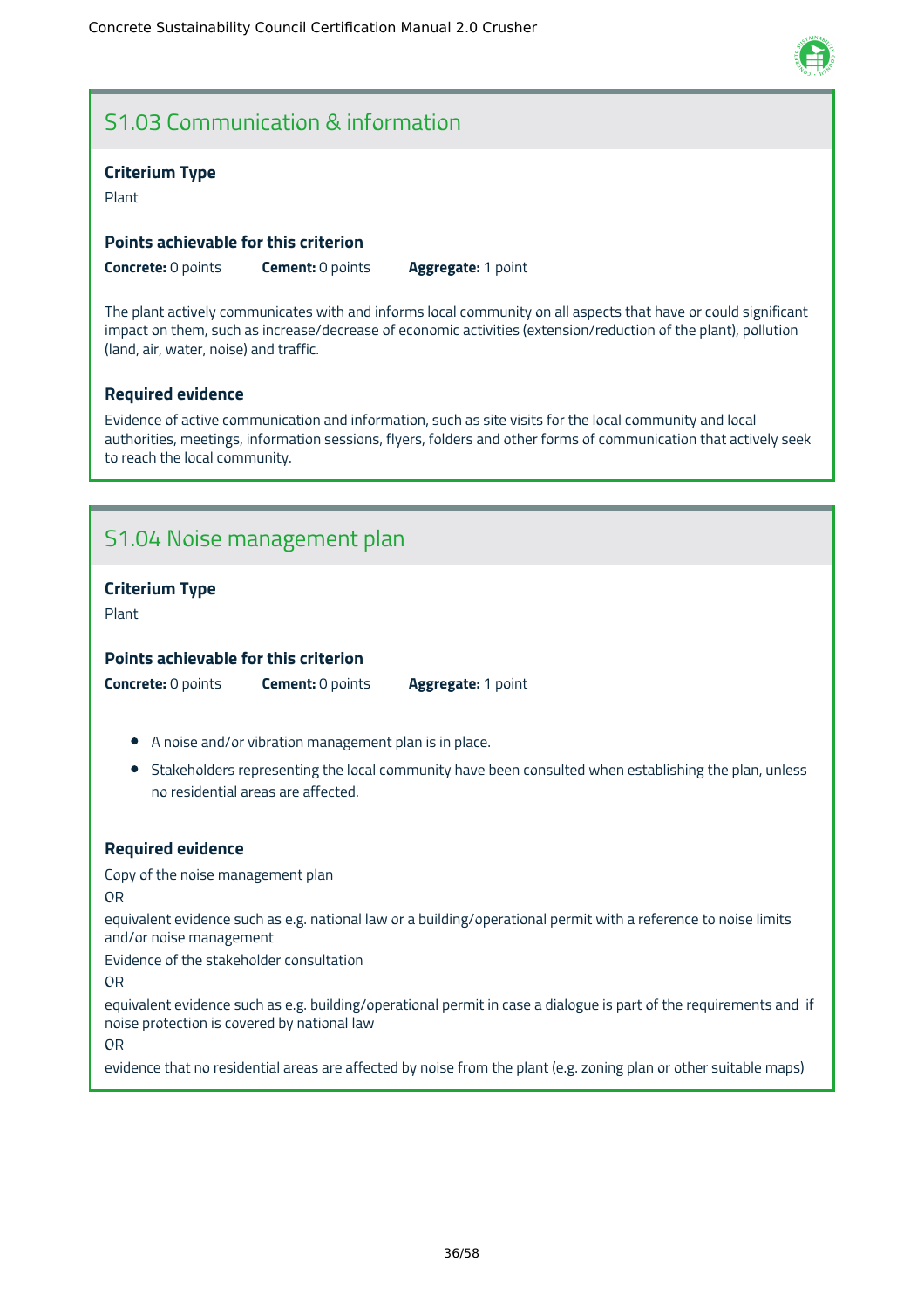## S1.03 Communication & information

**Criterium Type**

Plant

**Points achievable for this criterion**

**Concrete:** 0 points **Cement:** 0 points **Aggregate:** 1 point

The plant actively communicates with and informs local community on all aspects that have or could significant impact on them, such as increase/decrease of economic activities (extension/reduction of the plant), pollution (land, air, water, noise) and traffic.

**Required evidence**

Evidence of active communication and information, such as site visits for the local community and local authorities, meetings, information sessions, flyers, folders and other forms of communication that actively seek to reach the local community.

## S1.04 Noise management plan

**Criterium Type**

Plant

**Points achievable for this criterion**

**Concrete:** 0 points **Cement:** 0 points **Aggregate:** 1 point

- A noise and/or vibration management plan is in place.
- Stakeholders representing the local community have been consulted when establishing the plan, unless no residential areas are affected.

**Required evidence**

Copy of the noise management plan

OR

equivalent evidence such as e.g. national law or a building/operational permit with a reference to noise limits and/or noise management

Evidence of the stakeholder consultation

OR

equivalent evidence such as e.g. building/operational permit in case a dialogue is part of the requirements and if noise protection is covered by national law

OR

evidence that no residential areas are affected by noise from the plant (e.g. zoning plan or other suitable maps)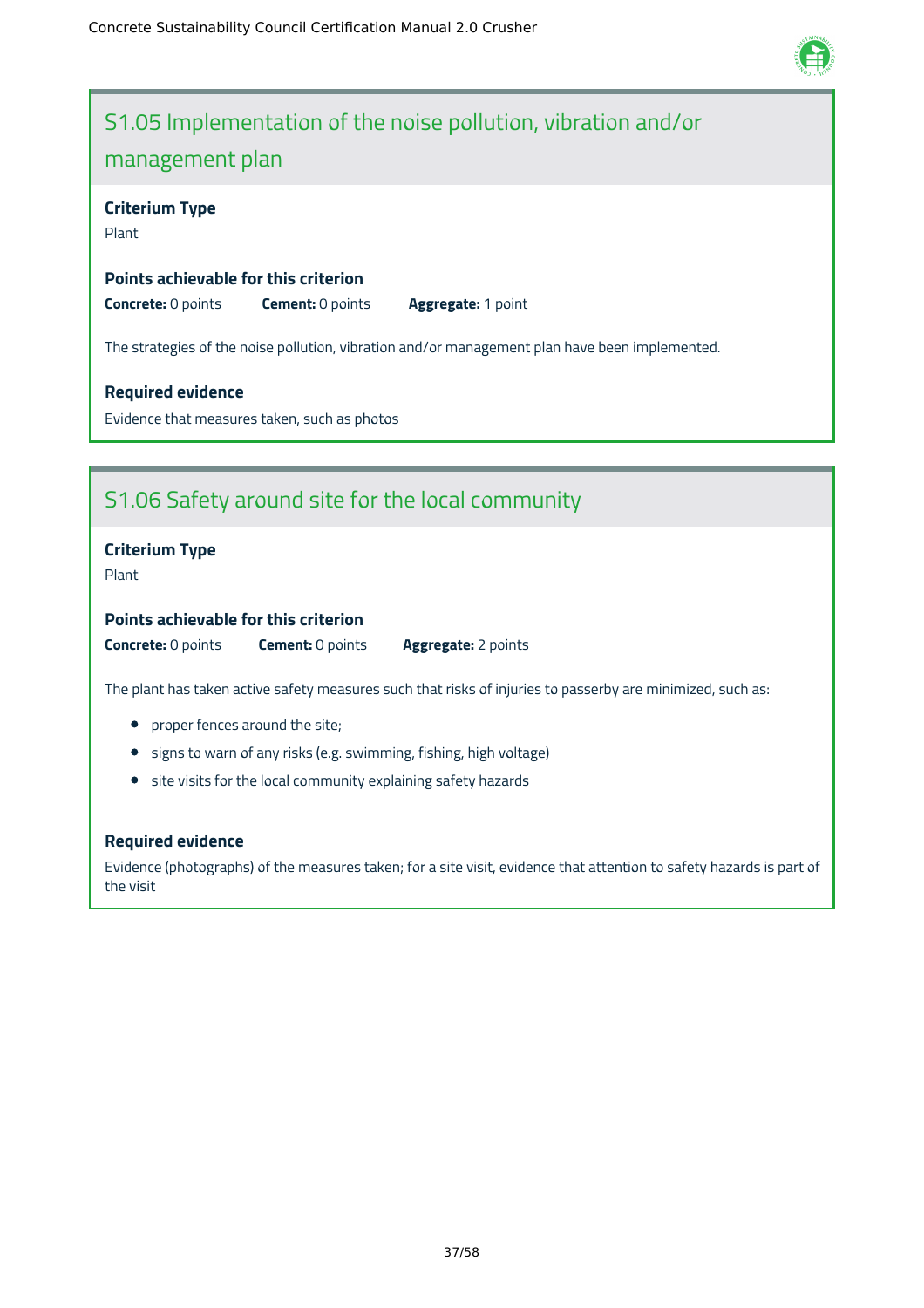## S1.05 Implementation of the noise pollution, vibration and/or management plan

**Criterium Type**

Plant

**Points achievable for this criterion**

**Concrete:** 0 points **Cement:** 0 points **Aggregate:** 1 point

The strategies of the noise pollution, vibration and/or management plan have been implemented.

**Required evidence**

Evidence that measures taken, such as photos

## S1.06 Safety around site for the local community

**Criterium Type**

Plant

**Points achievable for this criterion**

**Concrete:** 0 points **Cement:** 0 points **Aggregate:** 2 points

The plant has taken active safety measures such that risks of injuries to passerby are minimized, such as:

- proper fences around the site;
- signs to warn of any risks (e.g. swimming, fishing, high voltage)
- site visits for the local community explaining safety hazards

**Required evidence**

Evidence (photographs) of the measures taken; for a site visit, evidence that attention to safety hazards is part of the visit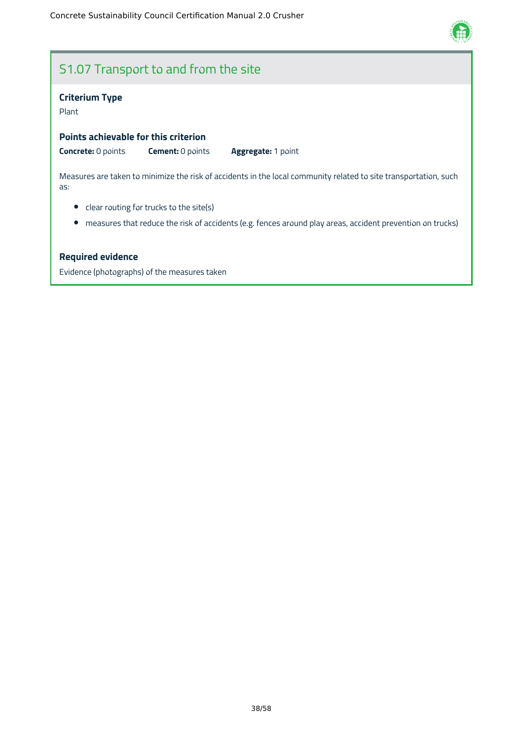## S1.07 Transport to and from the site

### Criterium Type

Plant

### Points achievable for this criterion

**Concrete:** 0 points **Cement:** 0 points **Aggregate:** 1 point

Measures are taken to minimize the risk of accidents in the local community related to site transportation, such as:

- clear routing for trucks to the site(s)
- measures that reduce the risk of accidents (e.g. fences around play areas, accident prevention on trucks)

### Required evidence

Evidence (photographs) of the measures taken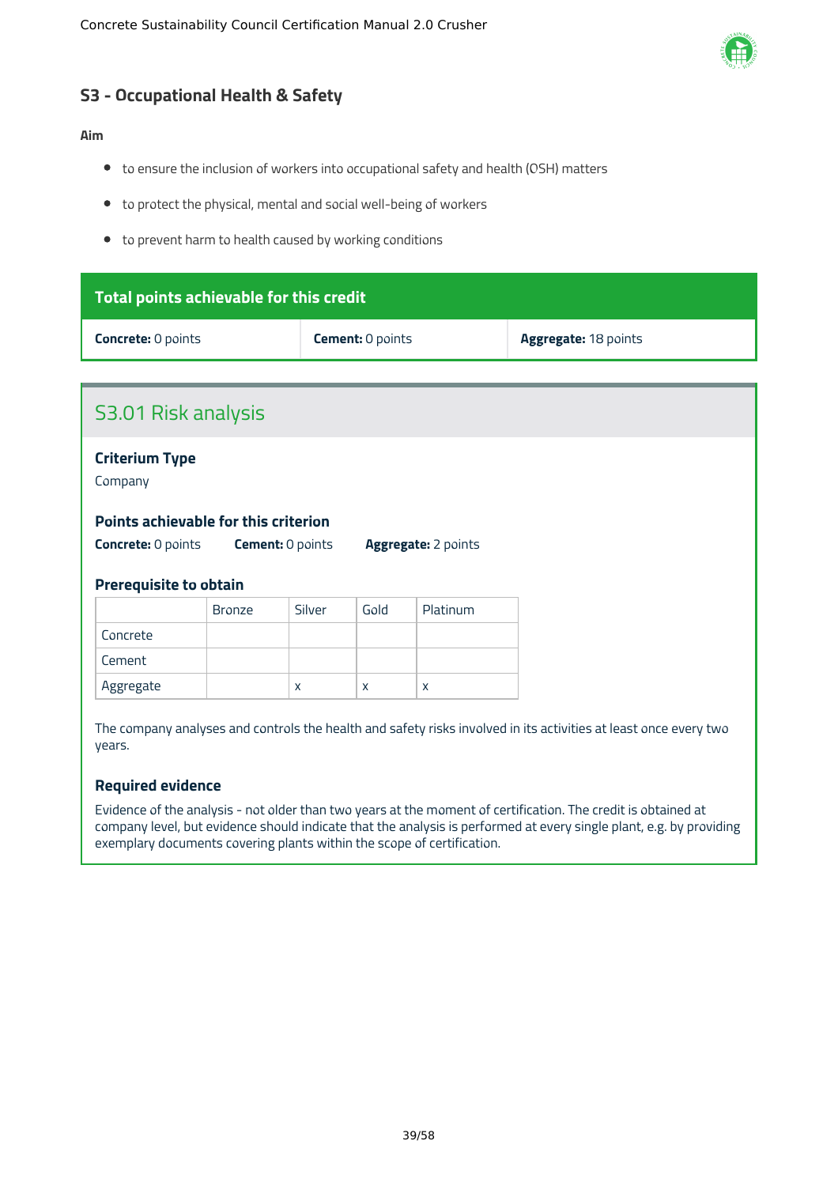## S3 - Occupational Health & Safety

**Aim**

- to ensure the inclusion of workers into occupational safety and health (OSH) matters
- to protect the physical, mental and social well-being of workers
- to prevent harm to health caused by working conditions

| Total points achievable for this credit | | |
|---|---|---|
| **Concrete:** 0 points | **Cement:** 0 points | **Aggregate:** 18 points |

### S3.01 Risk analysis

#### Criterium Type

Company

#### Points achievable for this criterion

**Concrete:** 0 points **Cement:** 0 points **Aggregate:** 2 points

#### Prerequisite to obtain

| | Bronze | Silver | Gold | Platinum |
|---|---|---|---|---|
| Concrete | | | | |
| Cement | | | | |
| Aggregate | | x | x | x |

The company analyses and controls the health and safety risks involved in its activities at least once every two years.

#### Required evidence

Evidence of the analysis - not older than two years at the moment of certification. The credit is obtained at company level, but evidence should indicate that the analysis is performed at every single plant, e.g. by providing exemplary documents covering plants within the scope of certification.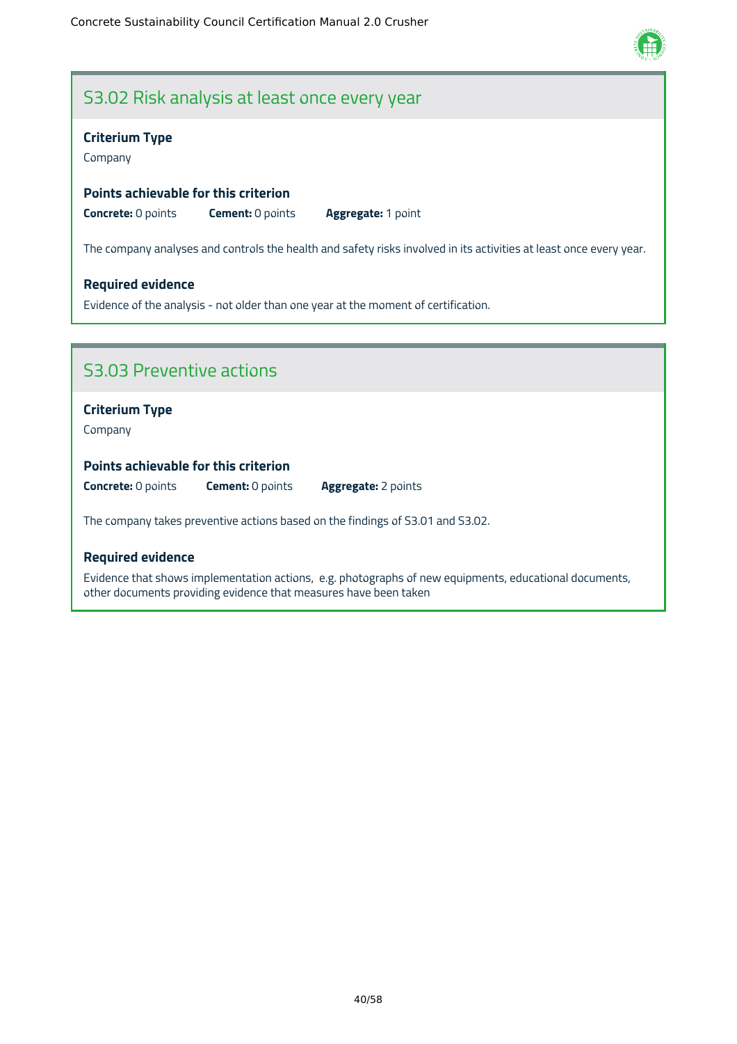## S3.02 Risk analysis at least once every year

### Criterium Type

Company

### Points achievable for this criterion

**Concrete:** 0 points **Cement:** 0 points **Aggregate:** 1 point

The company analyses and controls the health and safety risks involved in its activities at least once every year.

### Required evidence

Evidence of the analysis - not older than one year at the moment of certification.

## S3.03 Preventive actions

### Criterium Type

Company

### Points achievable for this criterion

**Concrete:** 0 points **Cement:** 0 points **Aggregate:** 2 points

The company takes preventive actions based on the findings of S3.01 and S3.02.

### Required evidence

Evidence that shows implementation actions, e.g. photographs of new equipments, educational documents, other documents providing evidence that measures have been taken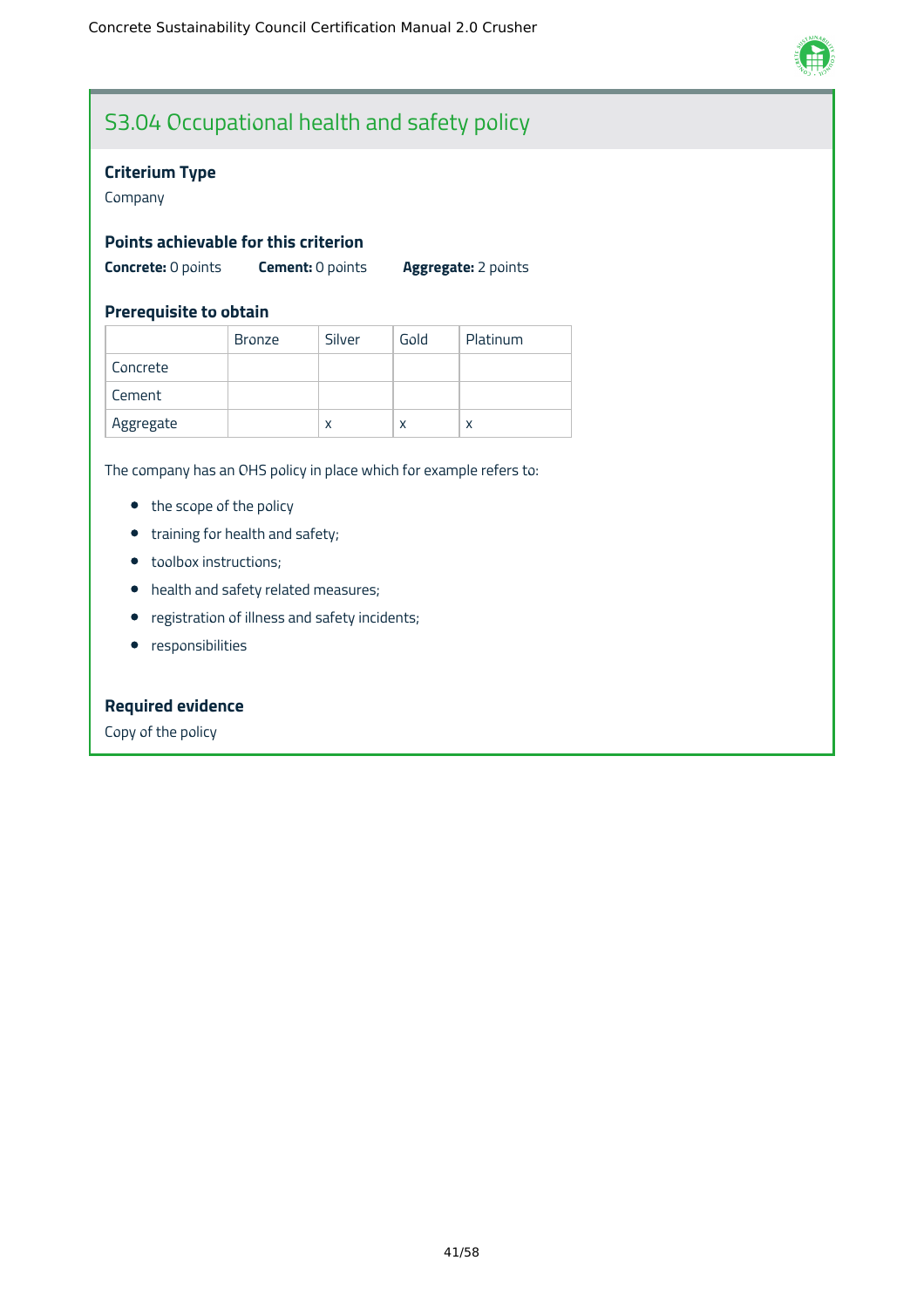## S3.04 Occupational health and safety policy

### Criterium Type

Company

### Points achievable for this criterion

**Concrete:** 0 points **Cement:** 0 points **Aggregate:** 2 points

### Prerequisite to obtain

| | Bronze | Silver | Gold | Platinum |
|---|---|---|---|---|
| Concrete | | | | |
| Cement | | | | |
| Aggregate | | x | x | x |

The company has an OHS policy in place which for example refers to:

- the scope of the policy
- training for health and safety;
- toolbox instructions;
- health and safety related measures;
- registration of illness and safety incidents;
- responsibilities

### Required evidence

Copy of the policy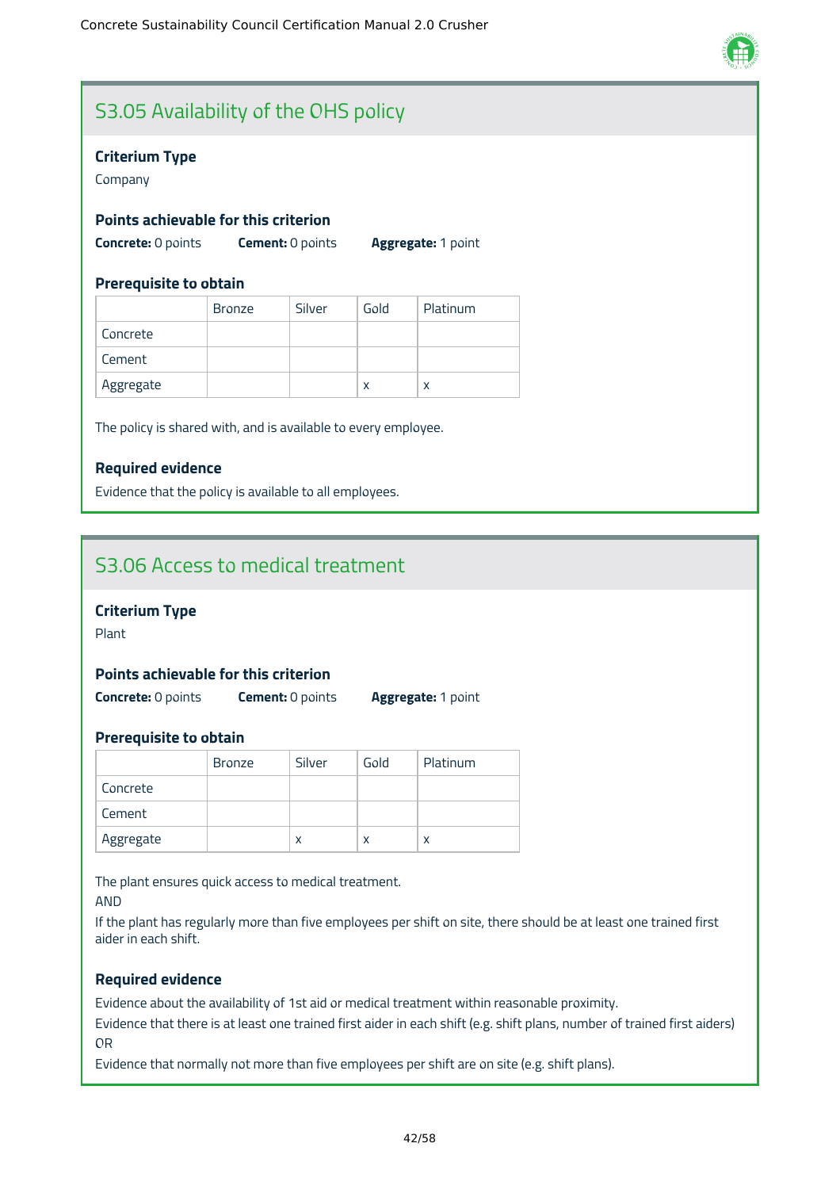## S3.05 Availability of the OHS policy

### Criterium Type

Company

### Points achievable for this criterion

**Concrete:** 0 points **Cement:** 0 points **Aggregate:** 1 point

### Prerequisite to obtain

| | Bronze | Silver | Gold | Platinum |
|---|---|---|---|---|
| Concrete | | | | |
| Cement | | | | |
| Aggregate | | | x | x |

The policy is shared with, and is available to every employee.

### Required evidence

Evidence that the policy is available to all employees.

## S3.06 Access to medical treatment

### Criterium Type

Plant

### Points achievable for this criterion

**Concrete:** 0 points **Cement:** 0 points **Aggregate:** 1 point

### Prerequisite to obtain

| | Bronze | Silver | Gold | Platinum |
|---|---|---|---|---|
| Concrete | | | | |
| Cement | | | | |
| Aggregate | | x | x | x |

The plant ensures quick access to medical treatment.

AND

If the plant has regularly more than five employees per shift on site, there should be at least one trained first aider in each shift.

### Required evidence

Evidence about the availability of 1st aid or medical treatment within reasonable proximity.

Evidence that there is at least one trained first aider in each shift (e.g. shift plans, number of trained first aiders)

OR

Evidence that normally not more than five employees per shift are on site (e.g. shift plans).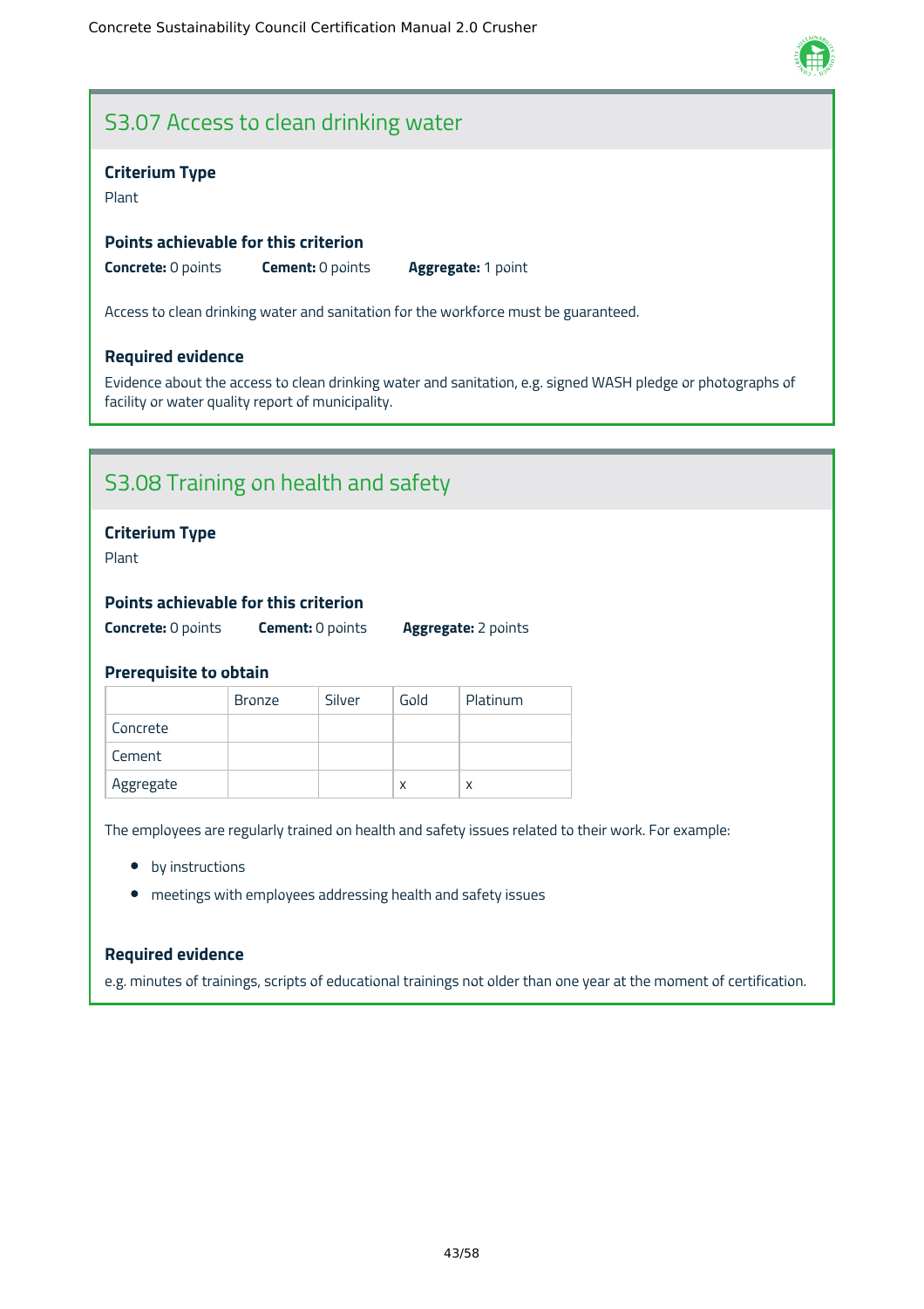## S3.07 Access to clean drinking water

### Criterium Type

Plant

### Points achievable for this criterion

**Concrete:** 0 points **Cement:** 0 points **Aggregate:** 1 point

Access to clean drinking water and sanitation for the workforce must be guaranteed.

### Required evidence

Evidence about the access to clean drinking water and sanitation, e.g. signed WASH pledge or photographs of facility or water quality report of municipality.

## S3.08 Training on health and safety

### Criterium Type

Plant

### Points achievable for this criterion

**Concrete:** 0 points **Cement:** 0 points **Aggregate:** 2 points

### Prerequisite to obtain

| | Bronze | Silver | Gold | Platinum |
|---|---|---|---|---|
| Concrete | | | | |
| Cement | | | | |
| Aggregate | | | x | x |

The employees are regularly trained on health and safety issues related to their work. For example:

- by instructions
- meetings with employees addressing health and safety issues

### Required evidence

e.g. minutes of trainings, scripts of educational trainings not older than one year at the moment of certification.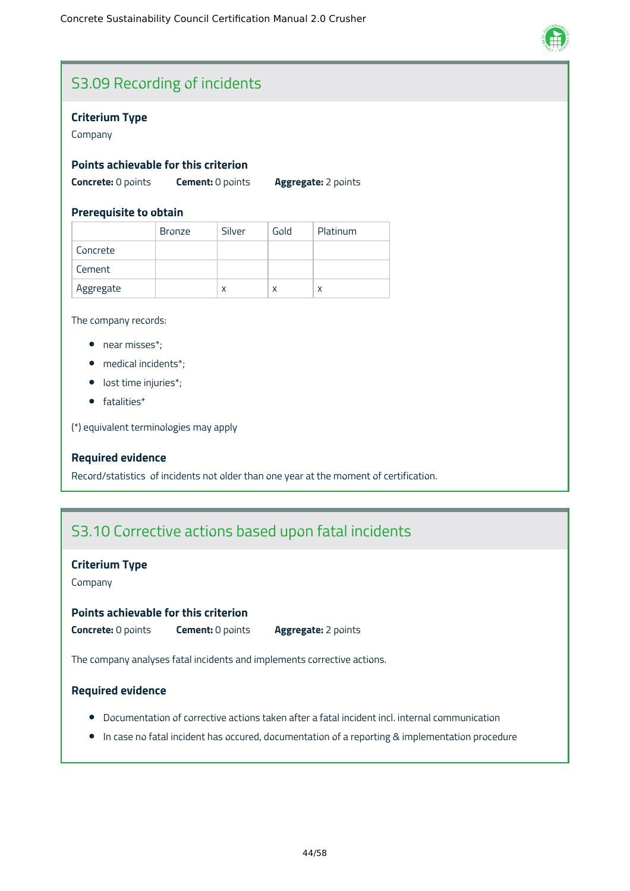## S3.09 Recording of incidents

### Criterium Type

Company

### Points achievable for this criterion

**Concrete:** 0 points **Cement:** 0 points **Aggregate:** 2 points

### Prerequisite to obtain

| | Bronze | Silver | Gold | Platinum |
|---|---|---|---|---|
| Concrete | | | | |
| Cement | | | | |
| Aggregate | | x | x | x |

The company records:

- near misses*;
- medical incidents*;
- lost time injuries*;
- fatalities*

(*) equivalent terminologies may apply

### Required evidence

Record/statistics of incidents not older than one year at the moment of certification.

## S3.10 Corrective actions based upon fatal incidents

### Criterium Type

Company

### Points achievable for this criterion

**Concrete:** 0 points **Cement:** 0 points **Aggregate:** 2 points

The company analyses fatal incidents and implements corrective actions.

### Required evidence

- Documentation of corrective actions taken after a fatal incident incl. internal communication
- In case no fatal incident has occured, documentation of a reporting & implementation procedure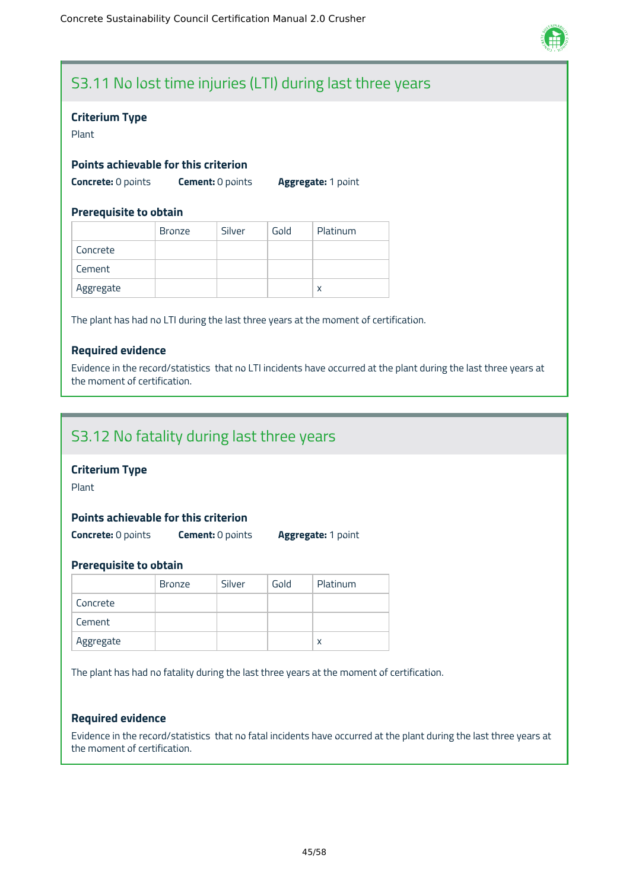## S3.11 No lost time injuries (LTI) during last three years

### Criterium Type

Plant

### Points achievable for this criterion

**Concrete:** 0 points **Cement:** 0 points **Aggregate:** 1 point

### Prerequisite to obtain

| | Bronze | Silver | Gold | Platinum |
|---|---|---|---|---|
| Concrete | | | | |
| Cement | | | | |
| Aggregate | | | | x |

The plant has had no LTI during the last three years at the moment of certification.

### Required evidence

Evidence in the record/statistics that no LTI incidents have occurred at the plant during the last three years at the moment of certification.

## S3.12 No fatality during last three years

### Criterium Type

Plant

### Points achievable for this criterion

**Concrete:** 0 points **Cement:** 0 points **Aggregate:** 1 point

### Prerequisite to obtain

| | Bronze | Silver | Gold | Platinum |
|---|---|---|---|---|
| Concrete | | | | |
| Cement | | | | |
| Aggregate | | | | x |

The plant has had no fatality during the last three years at the moment of certification.

### Required evidence

Evidence in the record/statistics that no fatal incidents have occurred at the plant during the last three years at the moment of certification.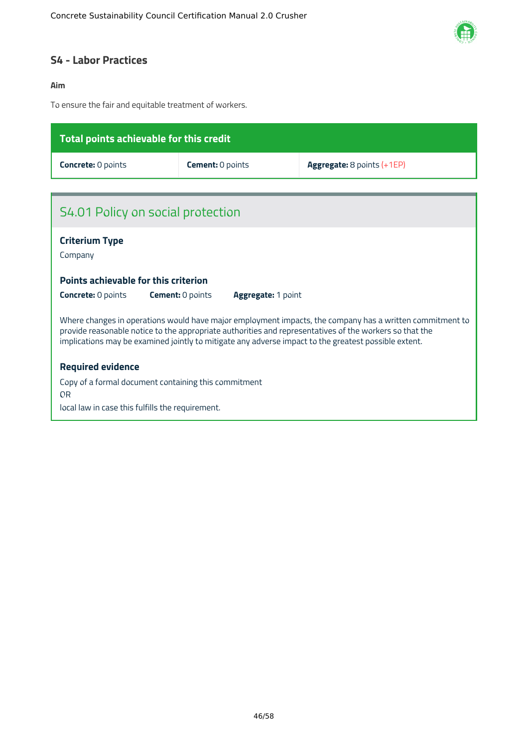## S4 - Labor Practices

**Aim**

To ensure the fair and equitable treatment of workers.

| Total points achievable for this credit | | |
|---|---|---|
| **Concrete:** 0 points | **Cement:** 0 points | **Aggregate:** 8 points (+1EP) |

### S4.01 Policy on social protection

**Criterium Type**

Company

**Points achievable for this criterion**

**Concrete:** 0 points **Cement:** 0 points **Aggregate:** 1 point

Where changes in operations would have major employment impacts, the company has a written commitment to provide reasonable notice to the appropriate authorities and representatives of the workers so that the implications may be examined jointly to mitigate any adverse impact to the greatest possible extent.

**Required evidence**

Copy of a formal document containing this commitment
OR
local law in case this fulfills the requirement.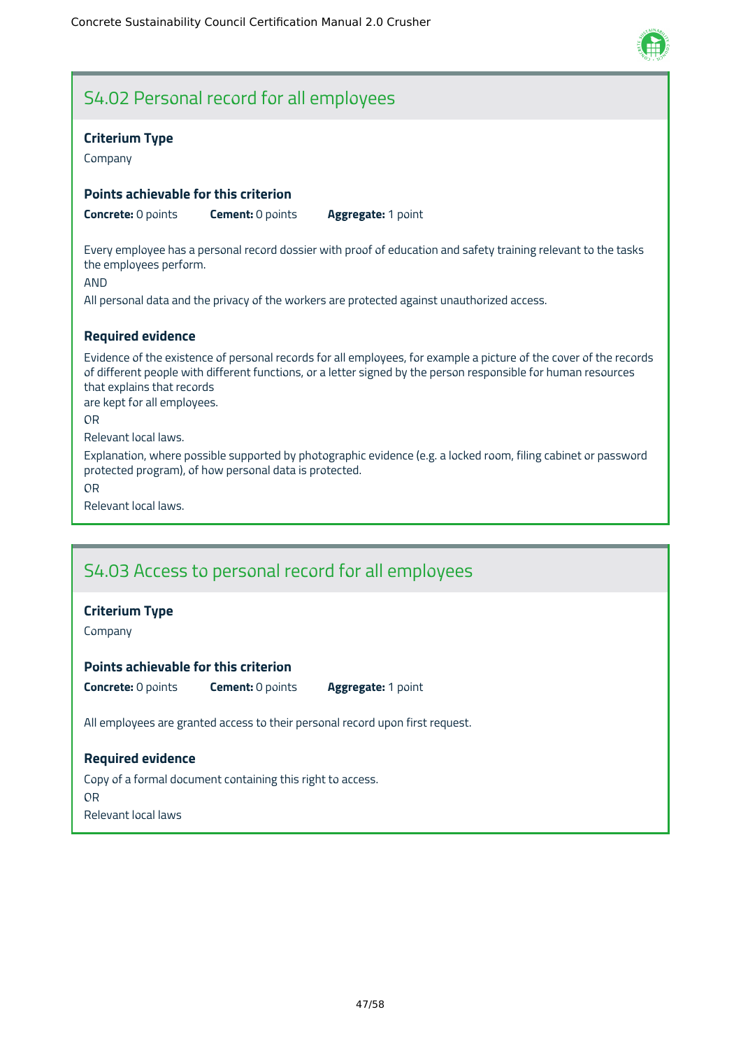## S4.02 Personal record for all employees

### Criterium Type

Company

### Points achievable for this criterion

**Concrete:** 0 points **Cement:** 0 points **Aggregate:** 1 point

Every employee has a personal record dossier with proof of education and safety training relevant to the tasks the employees perform.

AND

All personal data and the privacy of the workers are protected against unauthorized access.

### Required evidence

Evidence of the existence of personal records for all employees, for example a picture of the cover of the records of different people with different functions, or a letter signed by the person responsible for human resources that explains that records
are kept for all employees.

OR

Relevant local laws.

Explanation, where possible supported by photographic evidence (e.g. a locked room, filing cabinet or password protected program), of how personal data is protected.

OR

Relevant local laws.

## S4.03 Access to personal record for all employees

### Criterium Type

Company

### Points achievable for this criterion

**Concrete:** 0 points **Cement:** 0 points **Aggregate:** 1 point

All employees are granted access to their personal record upon first request.

### Required evidence

Copy of a formal document containing this right to access.

OR

Relevant local laws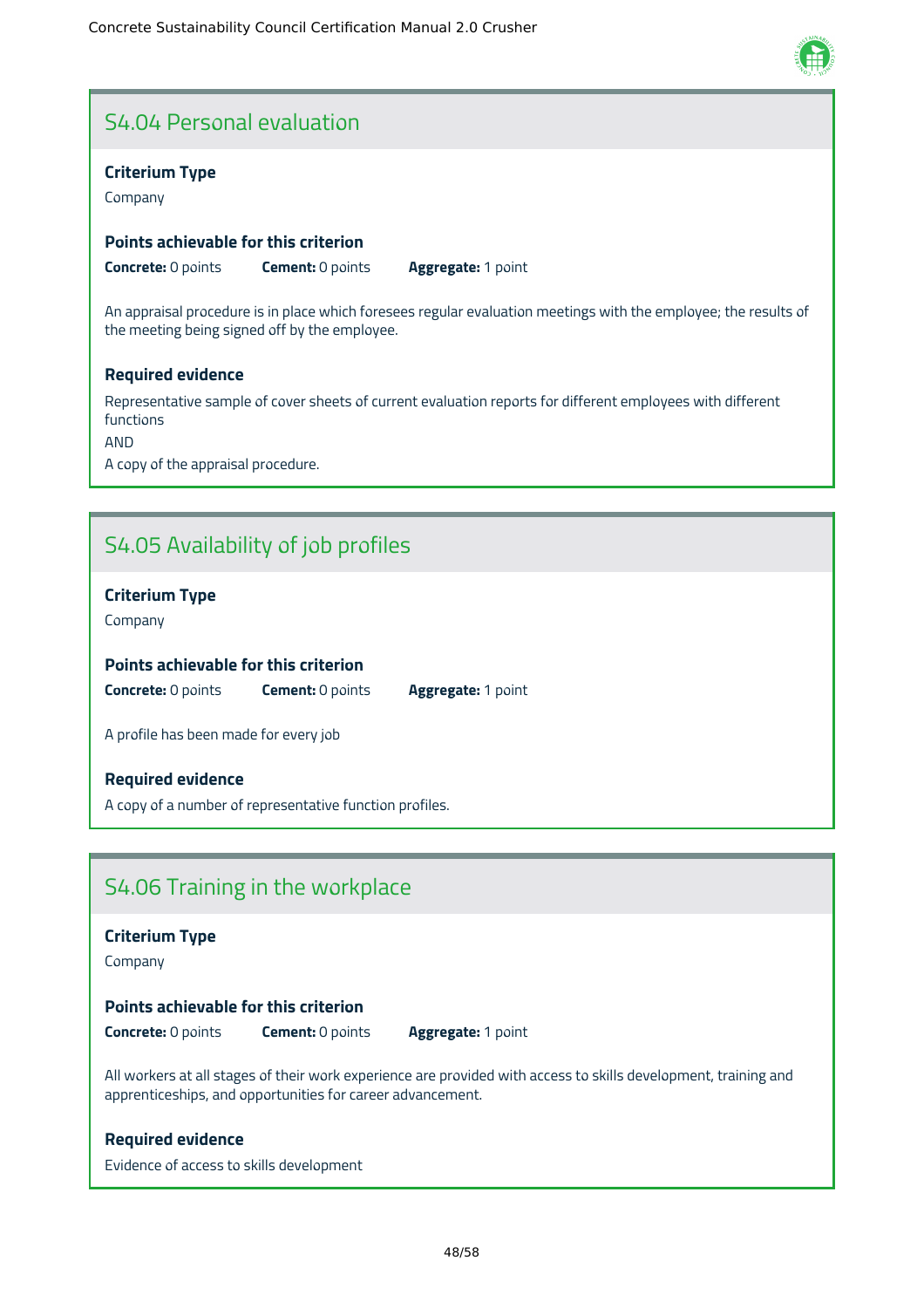## S4.04 Personal evaluation

**Criterium Type**

Company

**Points achievable for this criterion**

**Concrete:** 0 points **Cement:** 0 points **Aggregate:** 1 point

An appraisal procedure is in place which foresees regular evaluation meetings with the employee; the results of the meeting being signed off by the employee.

**Required evidence**

Representative sample of cover sheets of current evaluation reports for different employees with different functions

AND

A copy of the appraisal procedure.

## S4.05 Availability of job profiles

**Criterium Type**

Company

**Points achievable for this criterion**

**Concrete:** 0 points **Cement:** 0 points **Aggregate:** 1 point

A profile has been made for every job

**Required evidence**

A copy of a number of representative function profiles.

## S4.06 Training in the workplace

**Criterium Type**

Company

**Points achievable for this criterion**

**Concrete:** 0 points **Cement:** 0 points **Aggregate:** 1 point

All workers at all stages of their work experience are provided with access to skills development, training and apprenticeships, and opportunities for career advancement.

**Required evidence**

Evidence of access to skills development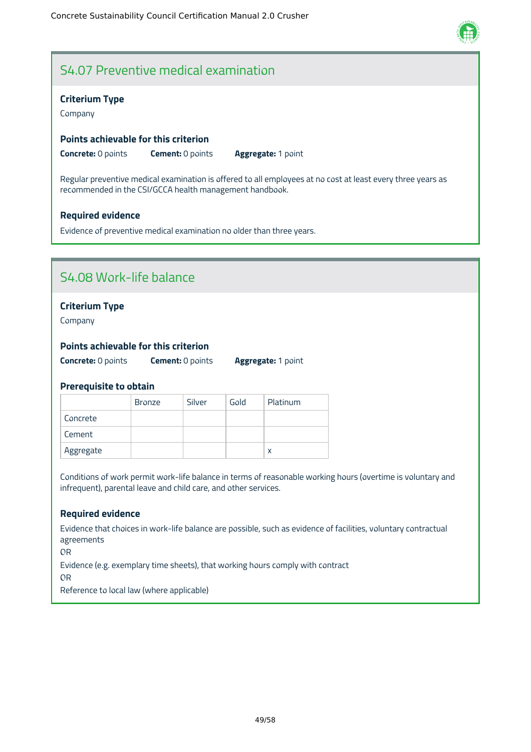## S4.07 Preventive medical examination

### Criterium Type

Company

### Points achievable for this criterion

**Concrete:** 0 points **Cement:** 0 points **Aggregate:** 1 point

Regular preventive medical examination is offered to all employees at no cost at least every three years as recommended in the CSI/GCCA health management handbook.

### Required evidence

Evidence of preventive medical examination no older than three years.

## S4.08 Work-life balance

### Criterium Type

Company

### Points achievable for this criterion

**Concrete:** 0 points **Cement:** 0 points **Aggregate:** 1 point

### Prerequisite to obtain

| | Bronze | Silver | Gold | Platinum |
|---|---|---|---|---|
| Concrete | | | | |
| Cement | | | | |
| Aggregate | | | | x |

Conditions of work permit work-life balance in terms of reasonable working hours (overtime is voluntary and infrequent), parental leave and child care, and other services.

### Required evidence

Evidence that choices in work-life balance are possible, such as evidence of facilities, voluntary contractual agreements

OR

Evidence (e.g. exemplary time sheets), that working hours comply with contract

OR

Reference to local law (where applicable)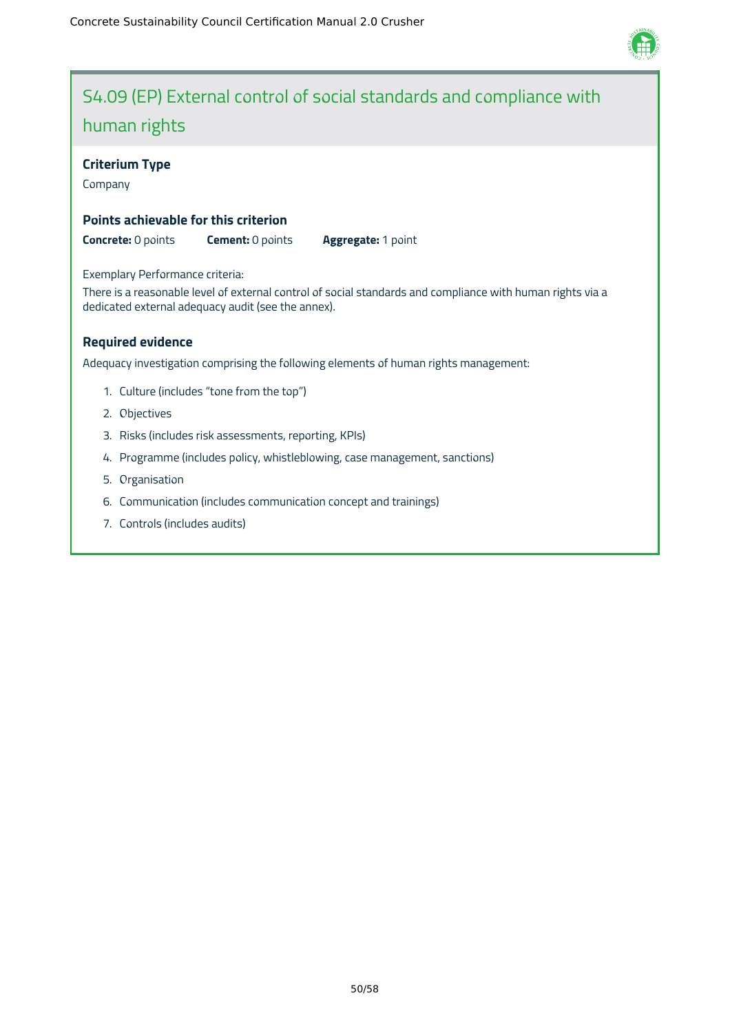# S4.09 (EP) External control of social standards and compliance with human rights

### Criterium Type

Company

### Points achievable for this criterion

**Concrete:** 0 points **Cement:** 0 points **Aggregate:** 1 point

Exemplary Performance criteria:

There is a reasonable level of external control of social standards and compliance with human rights via a dedicated external adequacy audit (see the annex).

### Required evidence

Adequacy investigation comprising the following elements of human rights management:

1. Culture (includes "tone from the top")
2. Objectives
3. Risks (includes risk assessments, reporting, KPIs)
4. Programme (includes policy, whistleblowing, case management, sanctions)
5. Organisation
6. Communication (includes communication concept and trainings)
7. Controls (includes audits)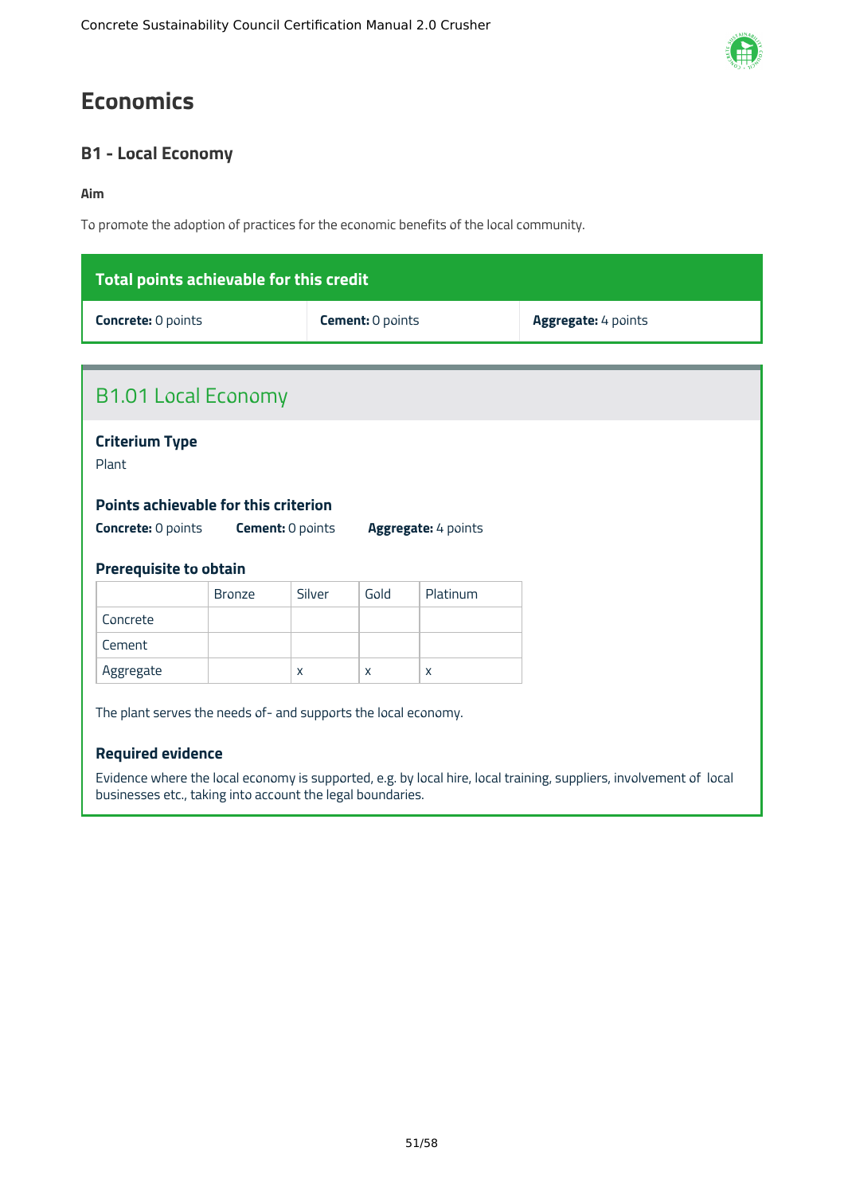# Economics

## B1 - Local Economy

**Aim**

To promote the adoption of practices for the economic benefits of the local community.

| Total points achievable for this credit | | |
|---|---|---|
| **Concrete:** 0 points | **Cement:** 0 points | **Aggregate:** 4 points |

### B1.01 Local Economy

**Criterium Type**

Plant

**Points achievable for this criterion**

**Concrete:** 0 points **Cement:** 0 points **Aggregate:** 4 points

**Prerequisite to obtain**

| | Bronze | Silver | Gold | Platinum |
|---|---|---|---|---|
| Concrete | | | | |
| Cement | | | | |
| Aggregate | | x | x | x |

The plant serves the needs of- and supports the local economy.

**Required evidence**

Evidence where the local economy is supported, e.g. by local hire, local training, suppliers, involvement of local businesses etc., taking into account the legal boundaries.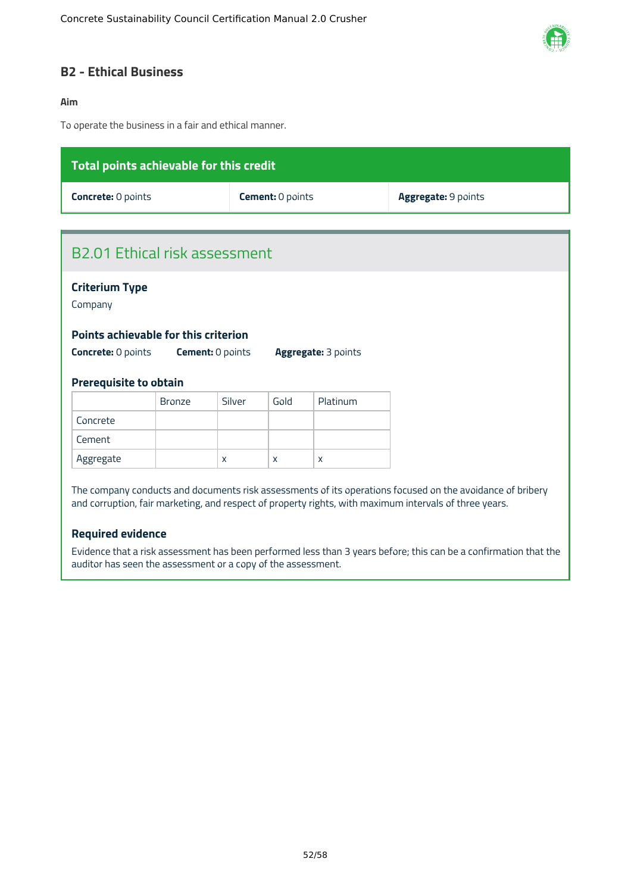## B2 - Ethical Business

**Aim**

To operate the business in a fair and ethical manner.

| Total points achievable for this credit | | |
|---|---|---|
| **Concrete:** 0 points | **Cement:** 0 points | **Aggregate:** 9 points |

### B2.01 Ethical risk assessment

**Criterium Type**

Company

**Points achievable for this criterion**

**Concrete:** 0 points **Cement:** 0 points **Aggregate:** 3 points

**Prerequisite to obtain**

| | Bronze | Silver | Gold | Platinum |
|---|---|---|---|---|
| Concrete | | | | |
| Cement | | | | |
| Aggregate | | x | x | x |

The company conducts and documents risk assessments of its operations focused on the avoidance of bribery and corruption, fair marketing, and respect of property rights, with maximum intervals of three years.

**Required evidence**

Evidence that a risk assessment has been performed less than 3 years before; this can be a confirmation that the auditor has seen the assessment or a copy of the assessment.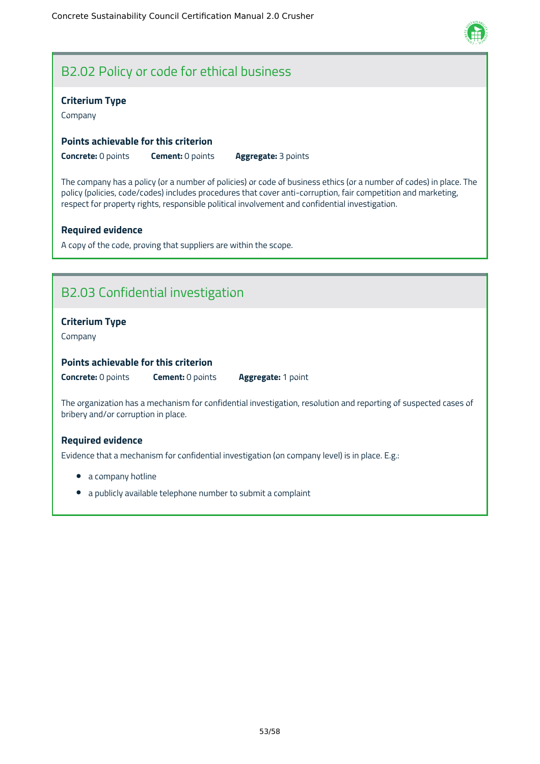## B2.02 Policy or code for ethical business

### Criterium Type

Company

### Points achievable for this criterion

**Concrete:** 0 points **Cement:** 0 points **Aggregate:** 3 points

The company has a policy (or a number of policies) or code of business ethics (or a number of codes) in place. The policy (policies, code/codes) includes procedures that cover anti-corruption, fair competition and marketing, respect for property rights, responsible political involvement and confidential investigation.

### Required evidence

A copy of the code, proving that suppliers are within the scope.

## B2.03 Confidential investigation

### Criterium Type

Company

### Points achievable for this criterion

**Concrete:** 0 points **Cement:** 0 points **Aggregate:** 1 point

The organization has a mechanism for confidential investigation, resolution and reporting of suspected cases of bribery and/or corruption in place.

### Required evidence

Evidence that a mechanism for confidential investigation (on company level) is in place. E.g.:

- a company hotline
- a publicly available telephone number to submit a complaint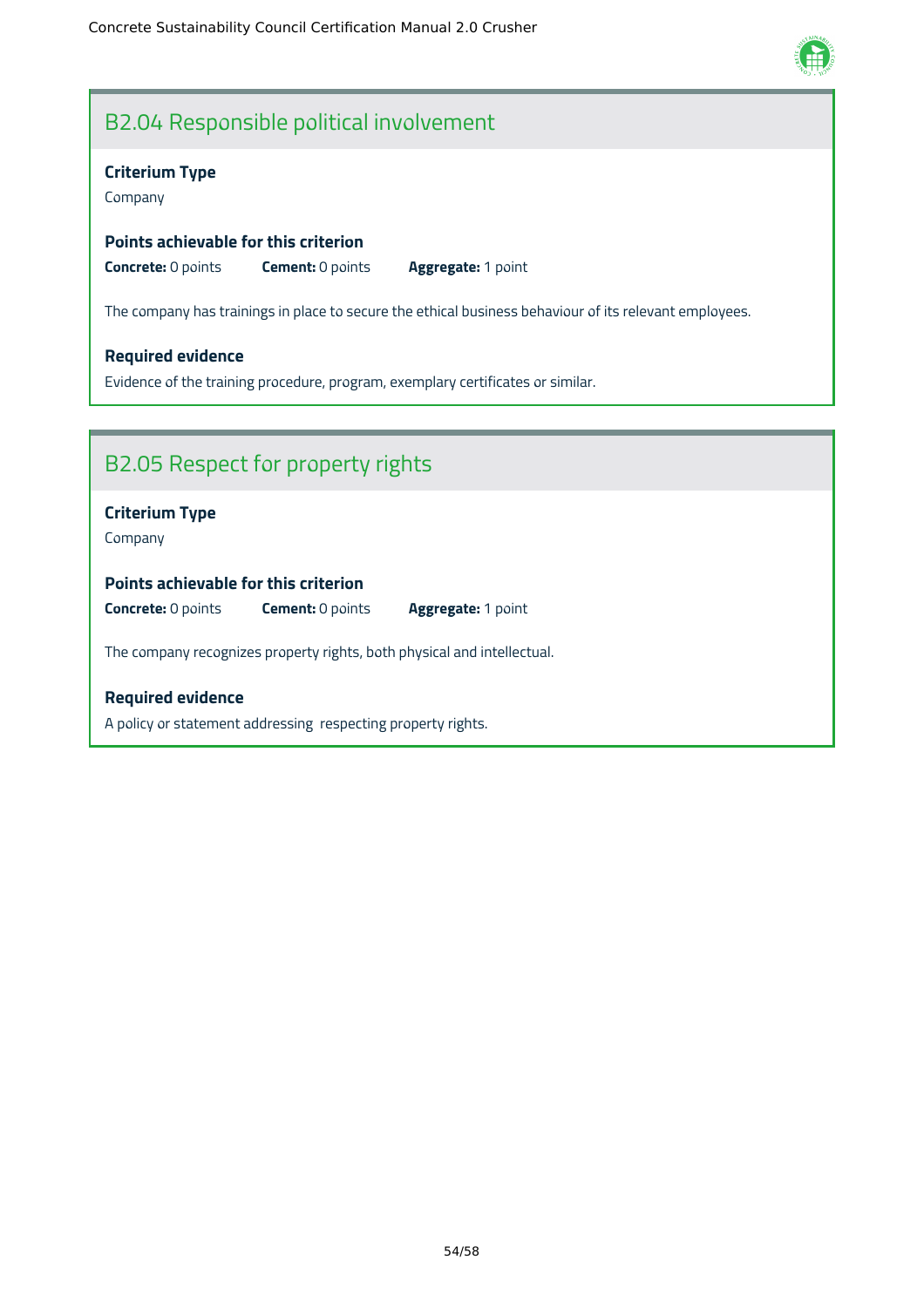## B2.04 Responsible political involvement

**Criterium Type**

Company

**Points achievable for this criterion**

**Concrete:** 0 points **Cement:** 0 points **Aggregate:** 1 point

The company has trainings in place to secure the ethical business behaviour of its relevant employees.

**Required evidence**

Evidence of the training procedure, program, exemplary certificates or similar.

## B2.05 Respect for property rights

**Criterium Type**

Company

**Points achievable for this criterion**

**Concrete:** 0 points **Cement:** 0 points **Aggregate:** 1 point

The company recognizes property rights, both physical and intellectual.

**Required evidence**

A policy or statement addressing respecting property rights.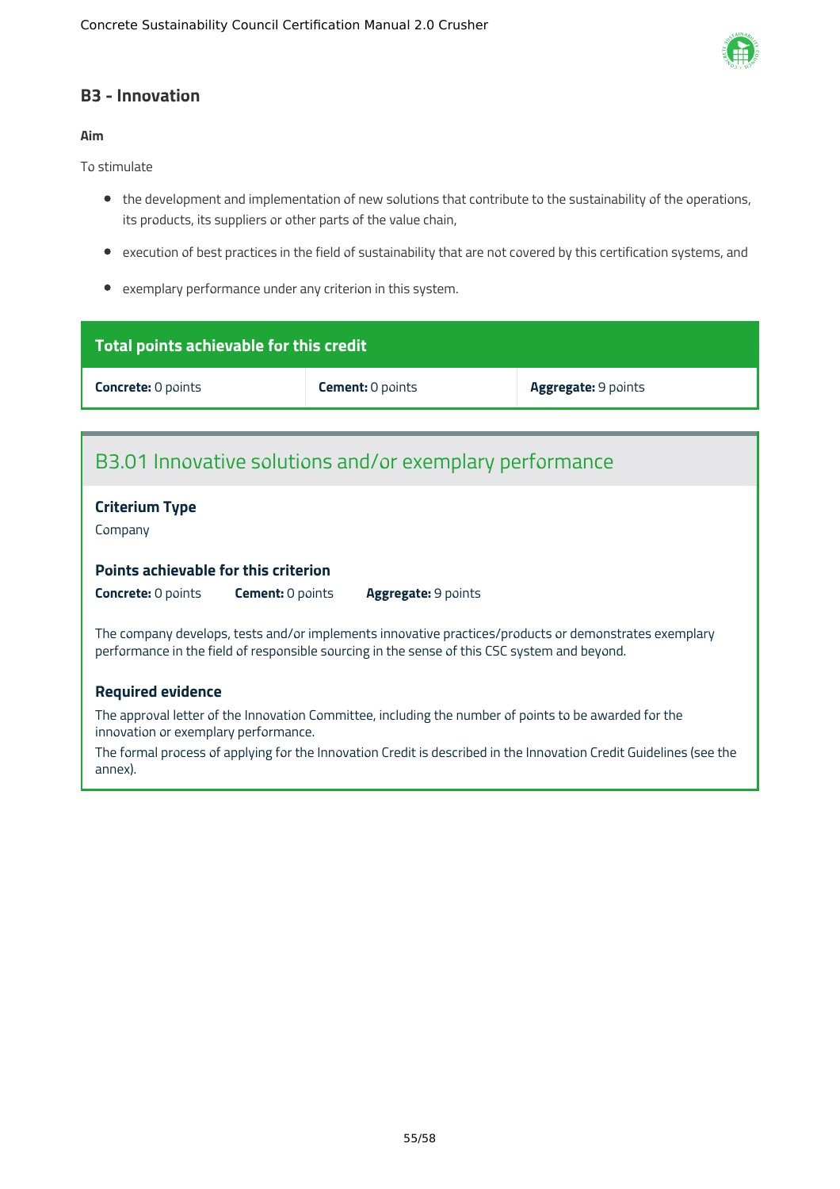## B3 - Innovation

**Aim**

To stimulate

- the development and implementation of new solutions that contribute to the sustainability of the operations, its products, its suppliers or other parts of the value chain,
- execution of best practices in the field of sustainability that are not covered by this certification systems, and
- exemplary performance under any criterion in this system.

| Total points achievable for this credit | | |
|---|---|---|
| **Concrete:** 0 points | **Cement:** 0 points | **Aggregate:** 9 points |

### B3.01 Innovative solutions and/or exemplary performance

**Criterium Type**

Company

**Points achievable for this criterion**

**Concrete:** 0 points **Cement:** 0 points **Aggregate:** 9 points

The company develops, tests and/or implements innovative practices/products or demonstrates exemplary performance in the field of responsible sourcing in the sense of this CSC system and beyond.

**Required evidence**

The approval letter of the Innovation Committee, including the number of points to be awarded for the innovation or exemplary performance.

The formal process of applying for the Innovation Credit is described in the Innovation Credit Guidelines (see the annex).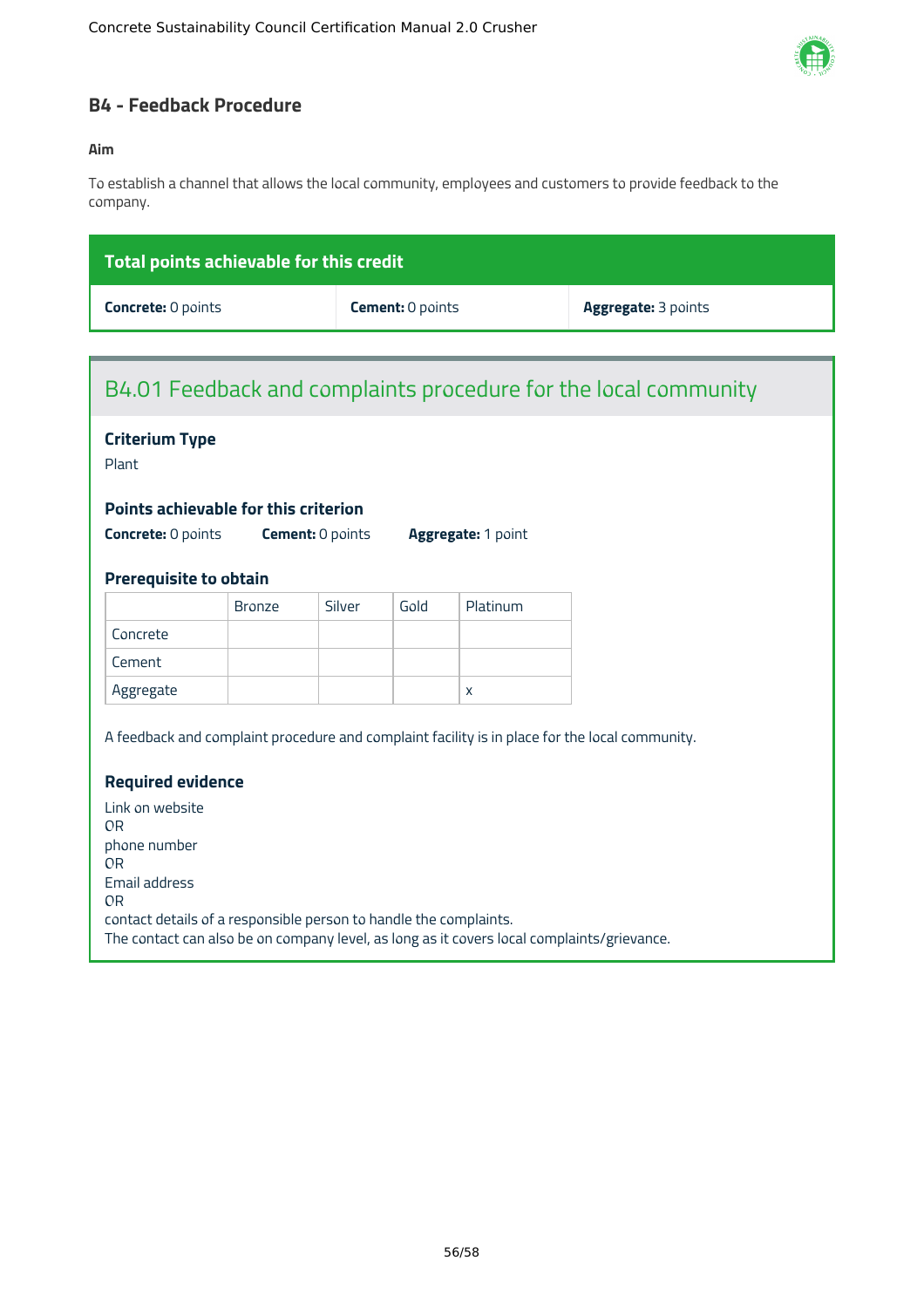## B4 - Feedback Procedure

**Aim**

To establish a channel that allows the local community, employees and customers to provide feedback to the company.

| Total points achievable for this credit | | |
|---|---|---|
| **Concrete:** 0 points | **Cement:** 0 points | **Aggregate:** 3 points |

### B4.01 Feedback and complaints procedure for the local community

**Criterium Type**

Plant

**Points achievable for this criterion**

**Concrete:** 0 points **Cement:** 0 points **Aggregate:** 1 point

**Prerequisite to obtain**

| | Bronze | Silver | Gold | Platinum |
|---|---|---|---|---|
| Concrete | | | | |
| Cement | | | | |
| Aggregate | | | | x |

A feedback and complaint procedure and complaint facility is in place for the local community.

**Required evidence**

Link on website
OR
phone number
OR
Email address
OR
contact details of a responsible person to handle the complaints.
The contact can also be on company level, as long as it covers local complaints/grievance.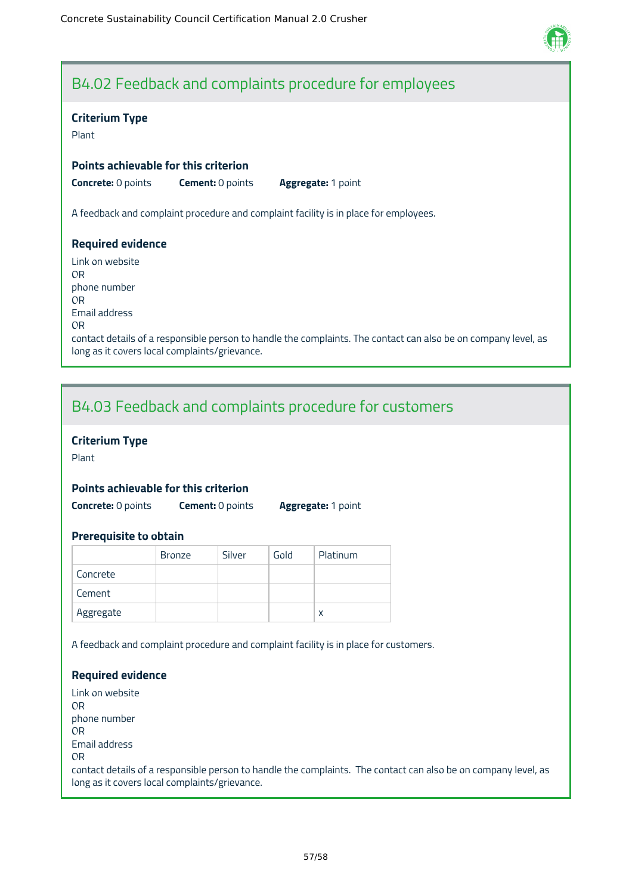## B4.02 Feedback and complaints procedure for employees

**Criterium Type**

Plant

**Points achievable for this criterion**

**Concrete:** 0 points **Cement:** 0 points **Aggregate:** 1 point

A feedback and complaint procedure and complaint facility is in place for employees.

**Required evidence**

Link on website
OR
phone number
OR
Email address
OR
contact details of a responsible person to handle the complaints. The contact can also be on company level, as long as it covers local complaints/grievance.

## B4.03 Feedback and complaints procedure for customers

**Criterium Type**

Plant

**Points achievable for this criterion**

**Concrete:** 0 points **Cement:** 0 points **Aggregate:** 1 point

**Prerequisite to obtain**

| | Bronze | Silver | Gold | Platinum |
|---|---|---|---|---|
| Concrete | | | | |
| Cement | | | | |
| Aggregate | | | | x |

A feedback and complaint procedure and complaint facility is in place for customers.

**Required evidence**

Link on website
OR
phone number
OR
Email address
OR
contact details of a responsible person to handle the complaints. The contact can also be on company level, as long as it covers local complaints/grievance.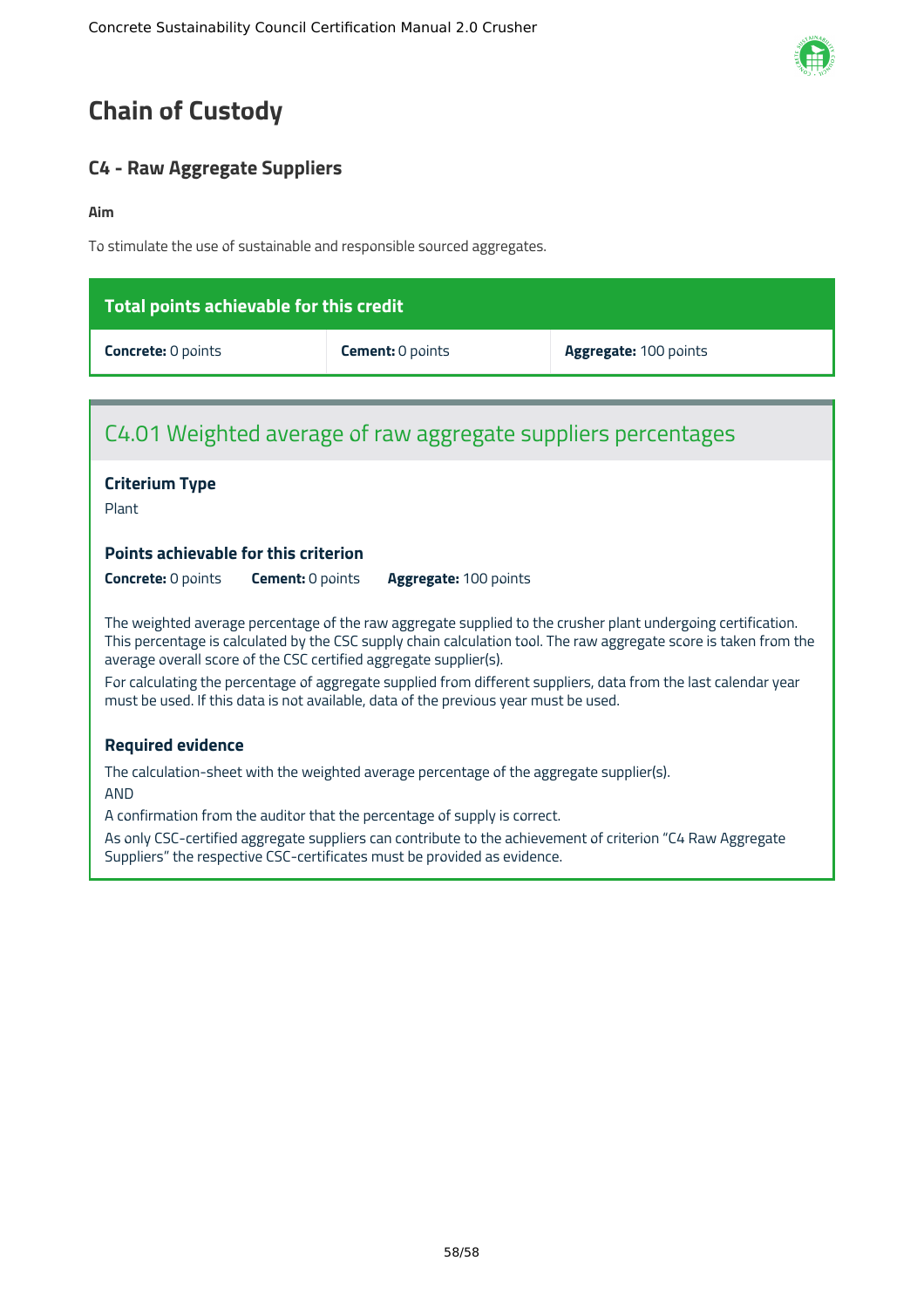# Chain of Custody

## C4 - Raw Aggregate Suppliers

**Aim**

To stimulate the use of sustainable and responsible sourced aggregates.

| Total points achievable for this credit | | |
|---|---|---|
| **Concrete:** 0 points | **Cement:** 0 points | **Aggregate:** 100 points |

### C4.01 Weighted average of raw aggregate suppliers percentages

**Criterium Type**

Plant

**Points achievable for this criterion**

**Concrete:** 0 points **Cement:** 0 points **Aggregate:** 100 points

The weighted average percentage of the raw aggregate supplied to the crusher plant undergoing certification. This percentage is calculated by the CSC supply chain calculation tool. The raw aggregate score is taken from the average overall score of the CSC certified aggregate supplier(s).

For calculating the percentage of aggregate supplied from different suppliers, data from the last calendar year must be used. If this data is not available, data of the previous year must be used.

**Required evidence**

The calculation-sheet with the weighted average percentage of the aggregate supplier(s).

AND

A confirmation from the auditor that the percentage of supply is correct.

As only CSC-certified aggregate suppliers can contribute to the achievement of criterion "C4 Raw Aggregate Suppliers" the respective CSC-certificates must be provided as evidence.